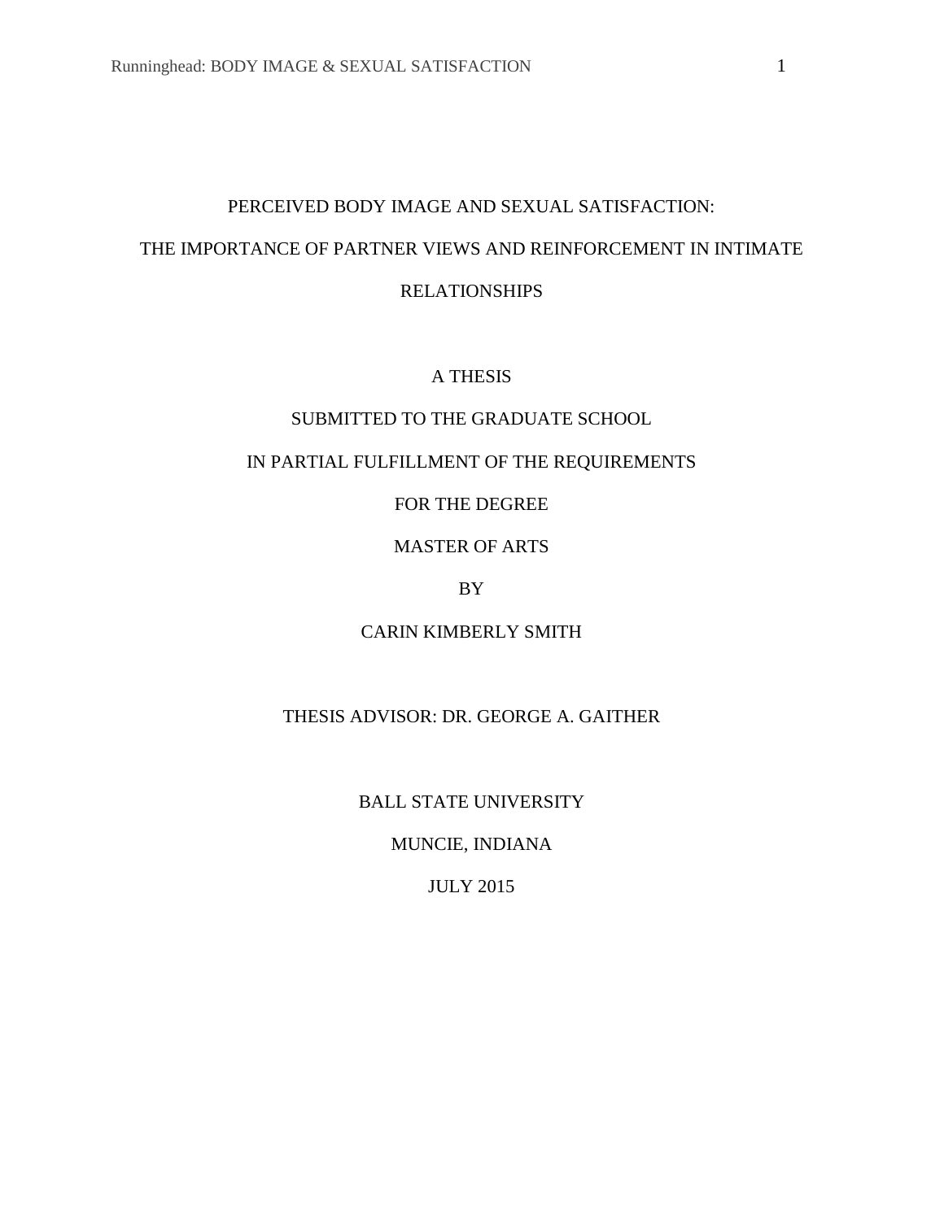# PERCEIVED BODY IMAGE AND SEXUAL SATISFACTION:

# THE IMPORTANCE OF PARTNER VIEWS AND REINFORCEMENT IN INTIMATE RELATIONSHIPS

A THESIS

SUBMITTED TO THE GRADUATE SCHOOL

IN PARTIAL FULFILLMENT OF THE REQUIREMENTS

FOR THE DEGREE

MASTER OF ARTS

BY

CARIN KIMBERLY SMITH

THESIS ADVISOR: DR. GEORGE A. GAITHER

BALL STATE UNIVERSITY

MUNCIE, INDIANA

JULY 2015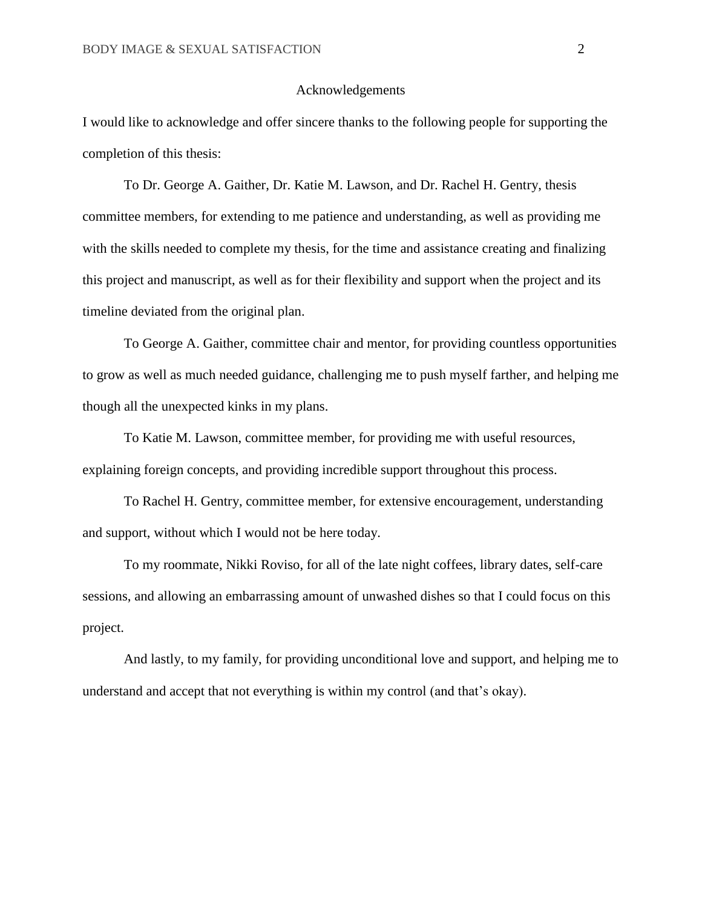# Acknowledgements

I would like to acknowledge and offer sincere thanks to the following people for supporting the completion of this thesis:

To Dr. George A. Gaither, Dr. Katie M. Lawson, and Dr. Rachel H. Gentry, thesis committee members, for extending to me patience and understanding, as well as providing me with the skills needed to complete my thesis, for the time and assistance creating and finalizing this project and manuscript, as well as for their flexibility and support when the project and its timeline deviated from the original plan.

To George A. Gaither, committee chair and mentor, for providing countless opportunities to grow as well as much needed guidance, challenging me to push myself farther, and helping me though all the unexpected kinks in my plans.

To Katie M. Lawson, committee member, for providing me with useful resources, explaining foreign concepts, and providing incredible support throughout this process.

To Rachel H. Gentry, committee member, for extensive encouragement, understanding and support, without which I would not be here today.

To my roommate, Nikki Roviso, for all of the late night coffees, library dates, self-care sessions, and allowing an embarrassing amount of unwashed dishes so that I could focus on this project.

And lastly, to my family, for providing unconditional love and support, and helping me to understand and accept that not everything is within my control (and that's okay).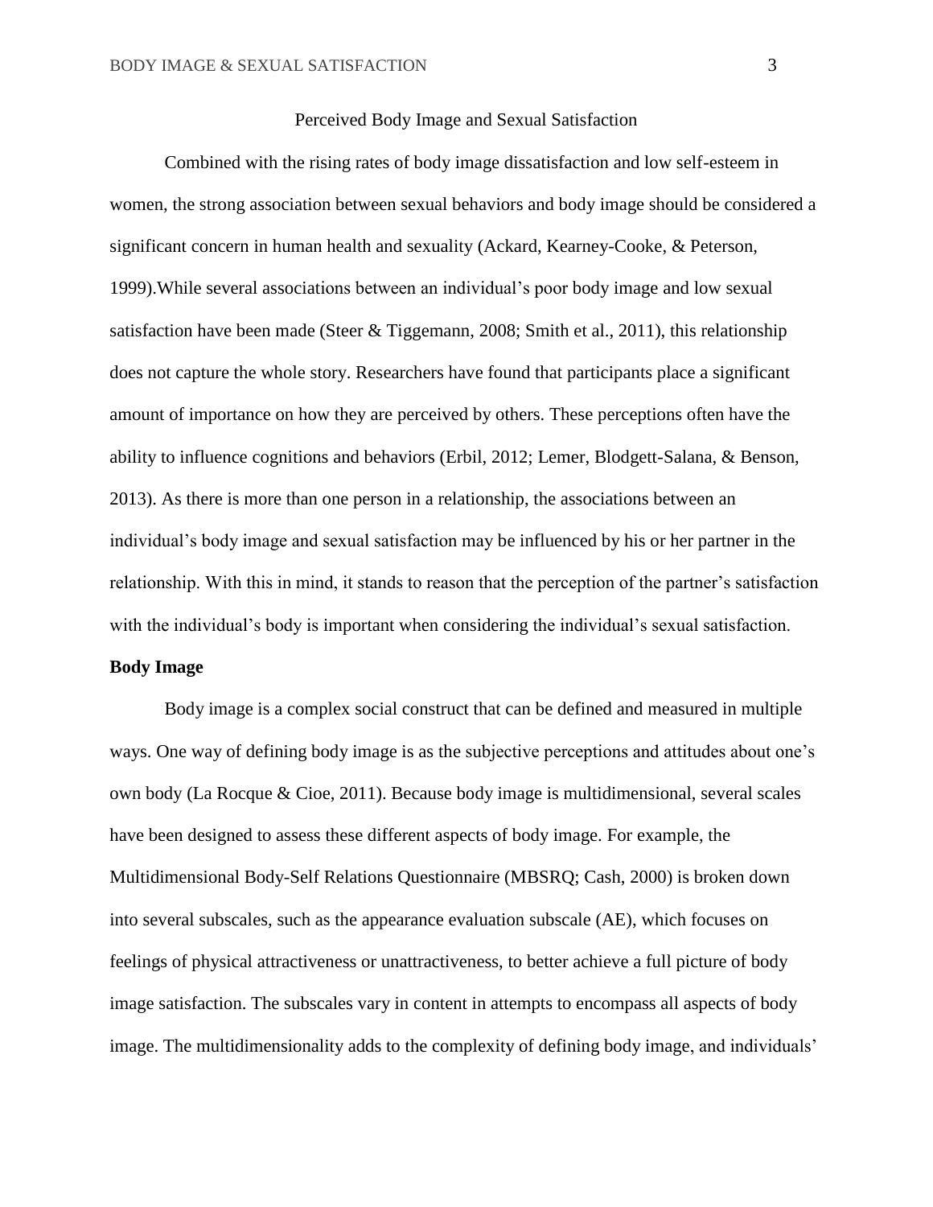# Perceived Body Image and Sexual Satisfaction

Combined with the rising rates of body image dissatisfaction and low self-esteem in women, the strong association between sexual behaviors and body image should be considered a significant concern in human health and sexuality (Ackard, Kearney-Cooke, & Peterson, 1999).While several associations between an individual's poor body image and low sexual satisfaction have been made (Steer & Tiggemann, 2008; Smith et al., 2011), this relationship does not capture the whole story. Researchers have found that participants place a significant amount of importance on how they are perceived by others. These perceptions often have the ability to influence cognitions and behaviors (Erbil, 2012; Lemer, Blodgett-Salana, & Benson, 2013). As there is more than one person in a relationship, the associations between an individual's body image and sexual satisfaction may be influenced by his or her partner in the relationship. With this in mind, it stands to reason that the perception of the partner's satisfaction with the individual's body is important when considering the individual's sexual satisfaction.

## Body Image

Body image is a complex social construct that can be defined and measured in multiple ways. One way of defining body image is as the subjective perceptions and attitudes about one's own body (La Rocque & Cioe, 2011). Because body image is multidimensional, several scales have been designed to assess these different aspects of body image. For example, the Multidimensional Body-Self Relations Questionnaire (MBSRQ; Cash, 2000) is broken down into several subscales, such as the appearance evaluation subscale (AE), which focuses on feelings of physical attractiveness or unattractiveness, to better achieve a full picture of body image satisfaction. The subscales vary in content in attempts to encompass all aspects of body image. The multidimensionality adds to the complexity of defining body image, and individuals'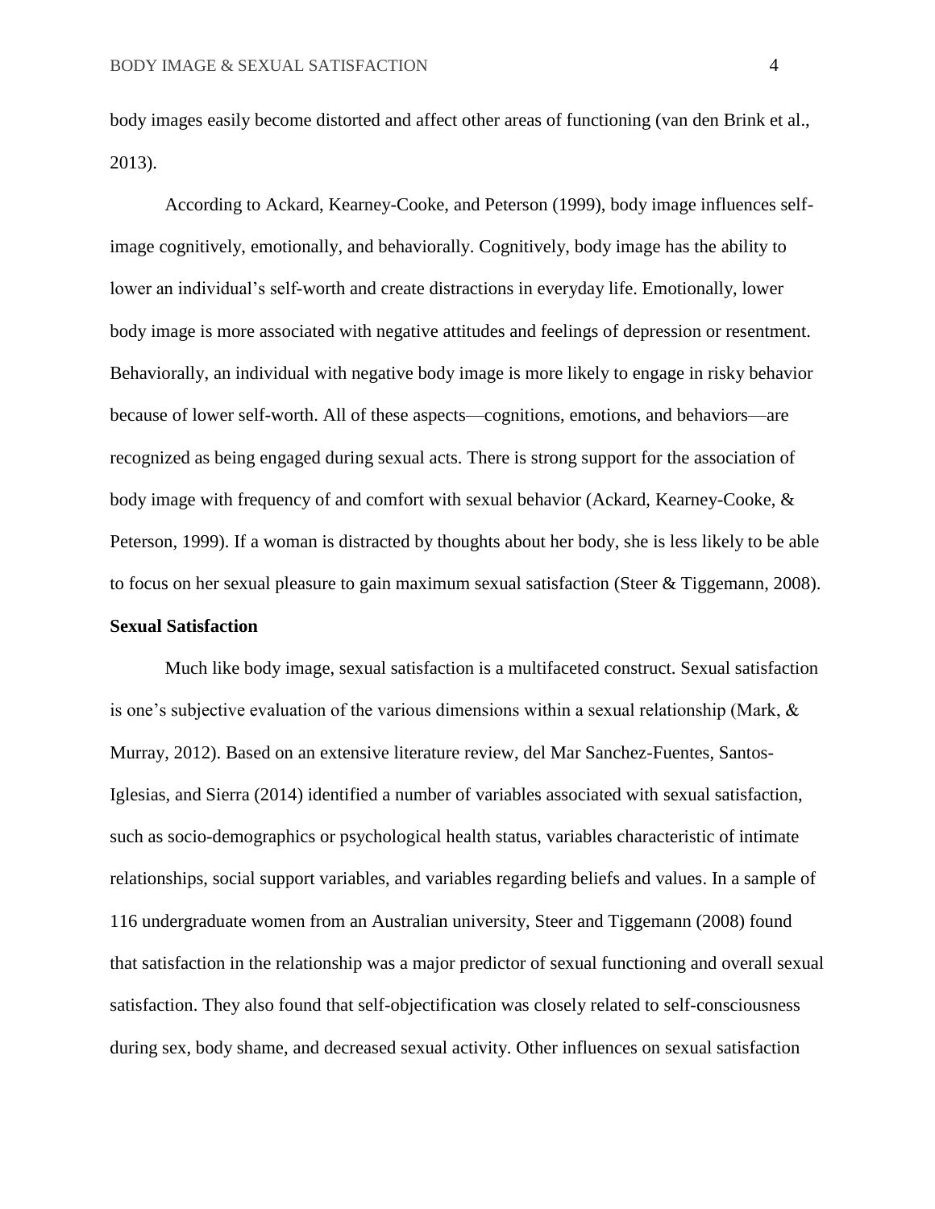body images easily become distorted and affect other areas of functioning (van den Brink et al., 2013).

According to Ackard, Kearney-Cooke, and Peterson (1999), body image influences self-image cognitively, emotionally, and behaviorally. Cognitively, body image has the ability to lower an individual's self-worth and create distractions in everyday life. Emotionally, lower body image is more associated with negative attitudes and feelings of depression or resentment. Behaviorally, an individual with negative body image is more likely to engage in risky behavior because of lower self-worth. All of these aspects—cognitions, emotions, and behaviors—are recognized as being engaged during sexual acts. There is strong support for the association of body image with frequency of and comfort with sexual behavior (Ackard, Kearney-Cooke, & Peterson, 1999). If a woman is distracted by thoughts about her body, she is less likely to be able to focus on her sexual pleasure to gain maximum sexual satisfaction (Steer & Tiggemann, 2008).

**Sexual Satisfaction**

Much like body image, sexual satisfaction is a multifaceted construct. Sexual satisfaction is one's subjective evaluation of the various dimensions within a sexual relationship (Mark, & Murray, 2012). Based on an extensive literature review, del Mar Sanchez-Fuentes, Santos-Iglesias, and Sierra (2014) identified a number of variables associated with sexual satisfaction, such as socio-demographics or psychological health status, variables characteristic of intimate relationships, social support variables, and variables regarding beliefs and values. In a sample of 116 undergraduate women from an Australian university, Steer and Tiggemann (2008) found that satisfaction in the relationship was a major predictor of sexual functioning and overall sexual satisfaction. They also found that self-objectification was closely related to self-consciousness during sex, body shame, and decreased sexual activity. Other influences on sexual satisfaction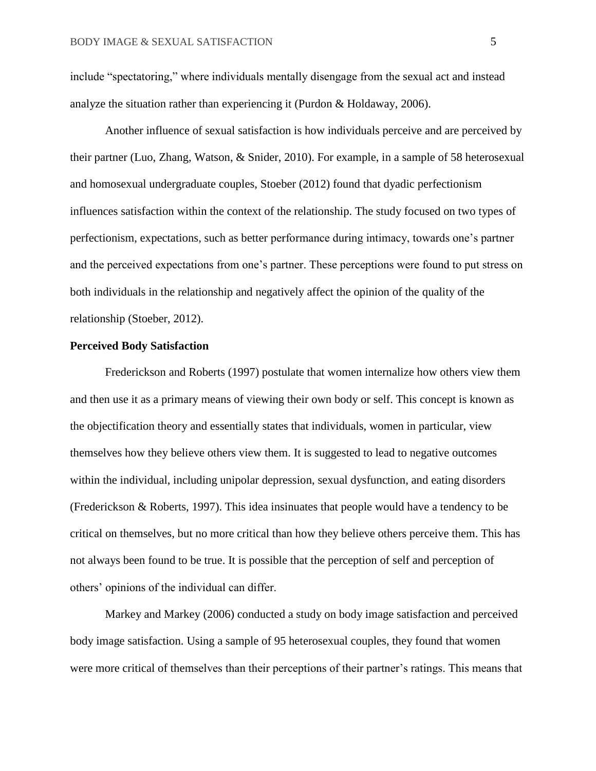include "spectatoring," where individuals mentally disengage from the sexual act and instead analyze the situation rather than experiencing it (Purdon & Holdaway, 2006).

Another influence of sexual satisfaction is how individuals perceive and are perceived by their partner (Luo, Zhang, Watson, & Snider, 2010). For example, in a sample of 58 heterosexual and homosexual undergraduate couples, Stoeber (2012) found that dyadic perfectionism influences satisfaction within the context of the relationship. The study focused on two types of perfectionism, expectations, such as better performance during intimacy, towards one's partner and the perceived expectations from one's partner. These perceptions were found to put stress on both individuals in the relationship and negatively affect the opinion of the quality of the relationship (Stoeber, 2012).

**Perceived Body Satisfaction**

Frederickson and Roberts (1997) postulate that women internalize how others view them and then use it as a primary means of viewing their own body or self. This concept is known as the objectification theory and essentially states that individuals, women in particular, view themselves how they believe others view them. It is suggested to lead to negative outcomes within the individual, including unipolar depression, sexual dysfunction, and eating disorders (Frederickson & Roberts, 1997). This idea insinuates that people would have a tendency to be critical on themselves, but no more critical than how they believe others perceive them. This has not always been found to be true. It is possible that the perception of self and perception of others' opinions of the individual can differ.

Markey and Markey (2006) conducted a study on body image satisfaction and perceived body image satisfaction. Using a sample of 95 heterosexual couples, they found that women were more critical of themselves than their perceptions of their partner's ratings. This means that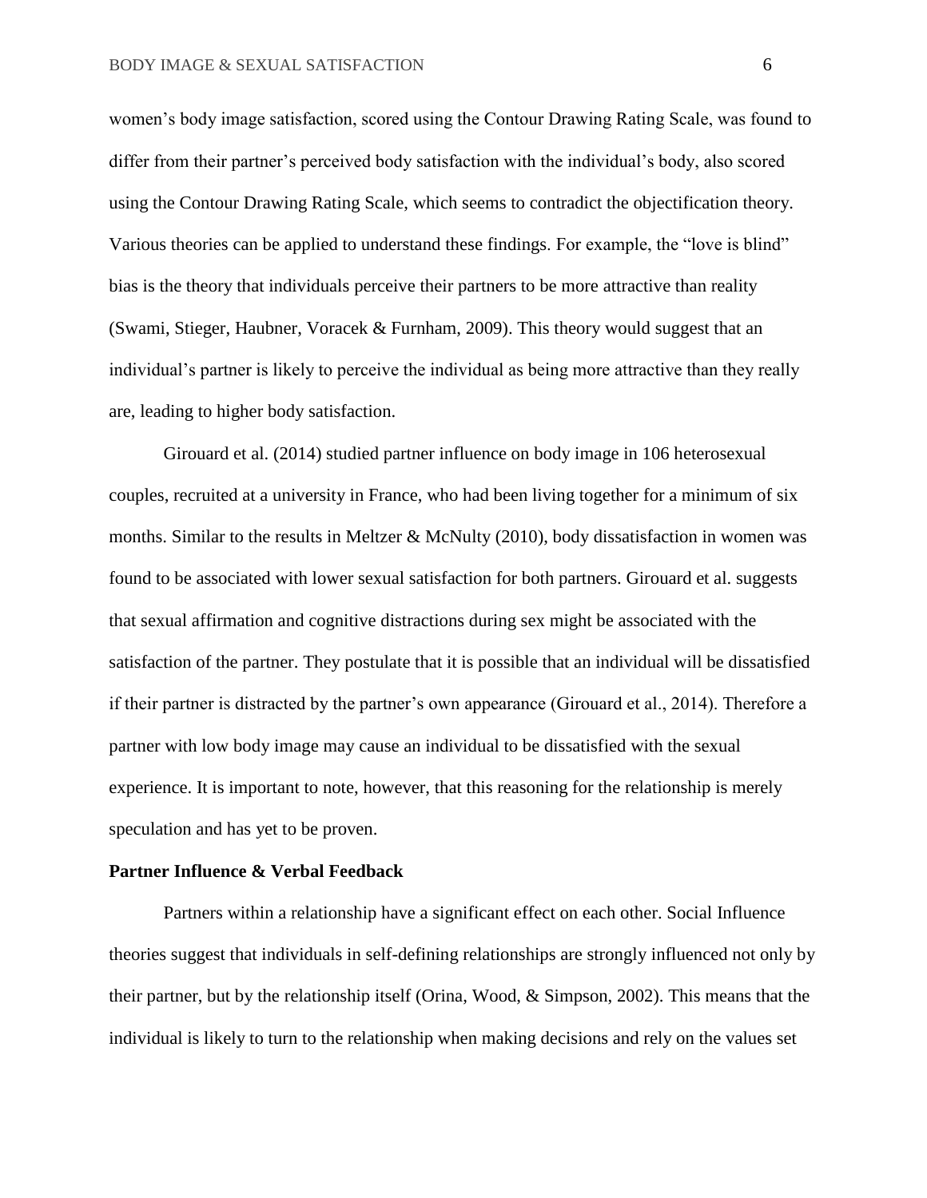women's body image satisfaction, scored using the Contour Drawing Rating Scale, was found to differ from their partner's perceived body satisfaction with the individual's body, also scored using the Contour Drawing Rating Scale, which seems to contradict the objectification theory. Various theories can be applied to understand these findings. For example, the "love is blind" bias is the theory that individuals perceive their partners to be more attractive than reality (Swami, Stieger, Haubner, Voracek & Furnham, 2009). This theory would suggest that an individual's partner is likely to perceive the individual as being more attractive than they really are, leading to higher body satisfaction.

Girouard et al. (2014) studied partner influence on body image in 106 heterosexual couples, recruited at a university in France, who had been living together for a minimum of six months. Similar to the results in Meltzer & McNulty (2010), body dissatisfaction in women was found to be associated with lower sexual satisfaction for both partners. Girouard et al. suggests that sexual affirmation and cognitive distractions during sex might be associated with the satisfaction of the partner. They postulate that it is possible that an individual will be dissatisfied if their partner is distracted by the partner's own appearance (Girouard et al., 2014). Therefore a partner with low body image may cause an individual to be dissatisfied with the sexual experience. It is important to note, however, that this reasoning for the relationship is merely speculation and has yet to be proven.

**Partner Influence & Verbal Feedback**

Partners within a relationship have a significant effect on each other. Social Influence theories suggest that individuals in self-defining relationships are strongly influenced not only by their partner, but by the relationship itself (Orina, Wood, & Simpson, 2002). This means that the individual is likely to turn to the relationship when making decisions and rely on the values set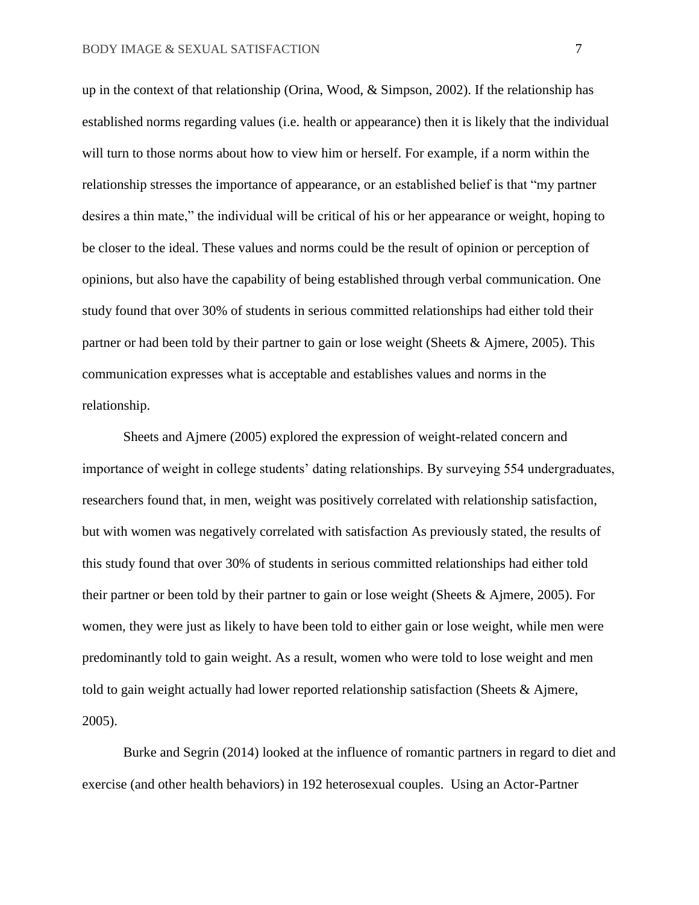up in the context of that relationship (Orina, Wood, & Simpson, 2002). If the relationship has established norms regarding values (i.e. health or appearance) then it is likely that the individual will turn to those norms about how to view him or herself. For example, if a norm within the relationship stresses the importance of appearance, or an established belief is that "my partner desires a thin mate," the individual will be critical of his or her appearance or weight, hoping to be closer to the ideal. These values and norms could be the result of opinion or perception of opinions, but also have the capability of being established through verbal communication. One study found that over 30% of students in serious committed relationships had either told their partner or had been told by their partner to gain or lose weight (Sheets & Ajmere, 2005). This communication expresses what is acceptable and establishes values and norms in the relationship.

Sheets and Ajmere (2005) explored the expression of weight-related concern and importance of weight in college students' dating relationships. By surveying 554 undergraduates, researchers found that, in men, weight was positively correlated with relationship satisfaction, but with women was negatively correlated with satisfaction As previously stated, the results of this study found that over 30% of students in serious committed relationships had either told their partner or been told by their partner to gain or lose weight (Sheets & Ajmere, 2005). For women, they were just as likely to have been told to either gain or lose weight, while men were predominantly told to gain weight. As a result, women who were told to lose weight and men told to gain weight actually had lower reported relationship satisfaction (Sheets & Ajmere, 2005).

Burke and Segrin (2014) looked at the influence of romantic partners in regard to diet and exercise (and other health behaviors) in 192 heterosexual couples. Using an Actor-Partner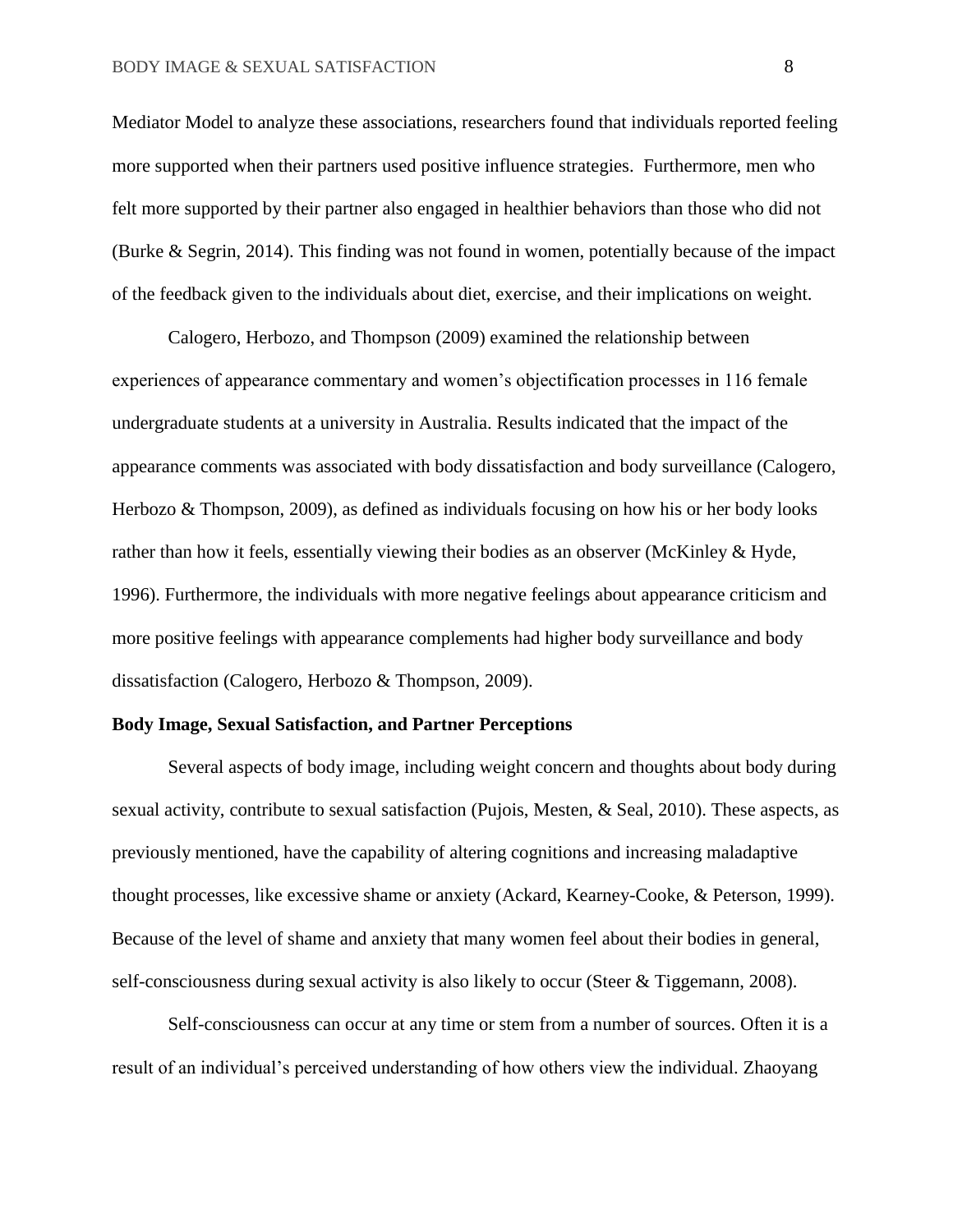Mediator Model to analyze these associations, researchers found that individuals reported feeling more supported when their partners used positive influence strategies. Furthermore, men who felt more supported by their partner also engaged in healthier behaviors than those who did not (Burke & Segrin, 2014). This finding was not found in women, potentially because of the impact of the feedback given to the individuals about diet, exercise, and their implications on weight.

Calogero, Herbozo, and Thompson (2009) examined the relationship between experiences of appearance commentary and women's objectification processes in 116 female undergraduate students at a university in Australia. Results indicated that the impact of the appearance comments was associated with body dissatisfaction and body surveillance (Calogero, Herbozo & Thompson, 2009), as defined as individuals focusing on how his or her body looks rather than how it feels, essentially viewing their bodies as an observer (McKinley & Hyde, 1996). Furthermore, the individuals with more negative feelings about appearance criticism and more positive feelings with appearance complements had higher body surveillance and body dissatisfaction (Calogero, Herbozo & Thompson, 2009).

**Body Image, Sexual Satisfaction, and Partner Perceptions**

Several aspects of body image, including weight concern and thoughts about body during sexual activity, contribute to sexual satisfaction (Pujois, Mesten, & Seal, 2010). These aspects, as previously mentioned, have the capability of altering cognitions and increasing maladaptive thought processes, like excessive shame or anxiety (Ackard, Kearney-Cooke, & Peterson, 1999). Because of the level of shame and anxiety that many women feel about their bodies in general, self-consciousness during sexual activity is also likely to occur (Steer & Tiggemann, 2008).

Self-consciousness can occur at any time or stem from a number of sources. Often it is a result of an individual's perceived understanding of how others view the individual. Zhaoyang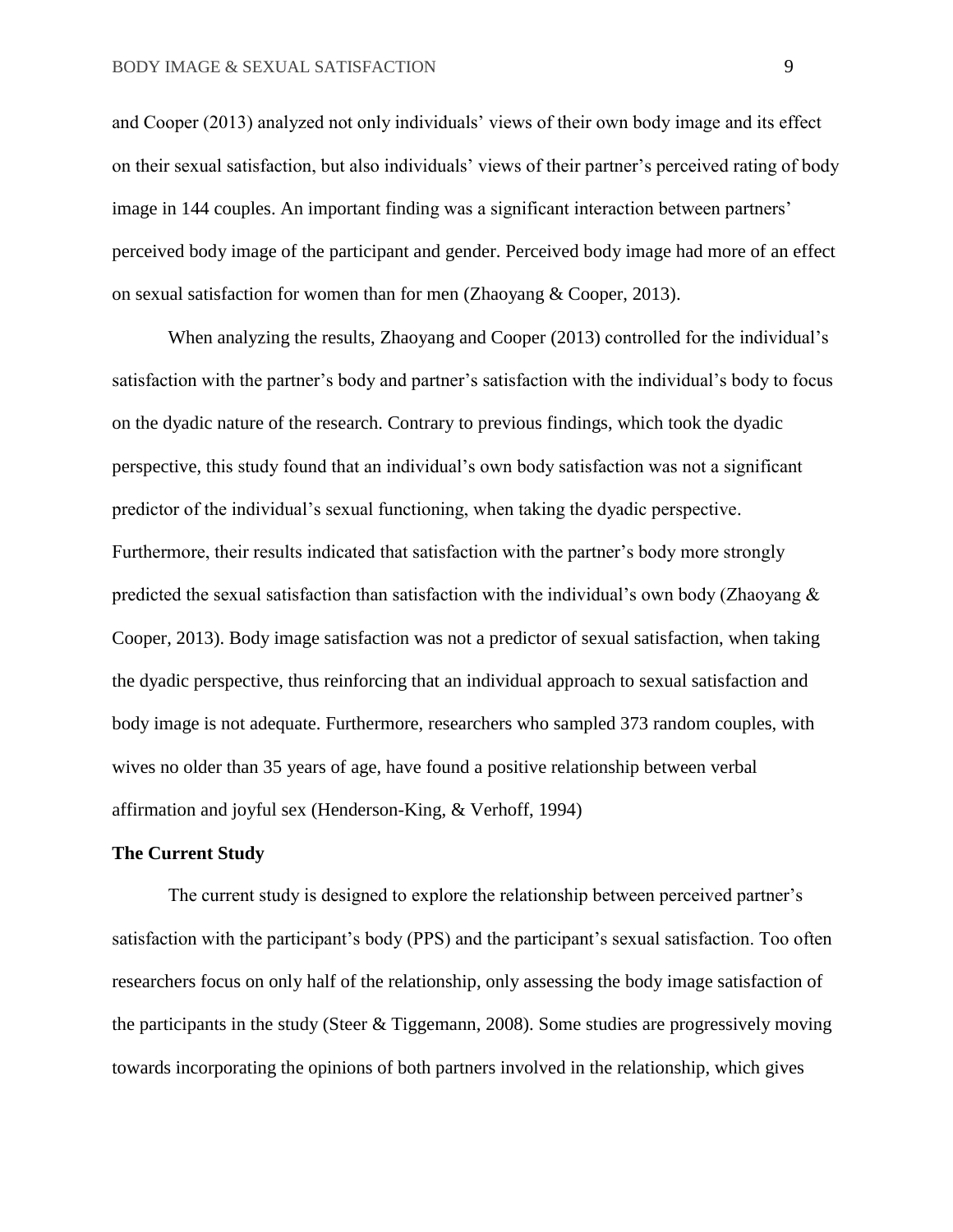and Cooper (2013) analyzed not only individuals' views of their own body image and its effect on their sexual satisfaction, but also individuals' views of their partner's perceived rating of body image in 144 couples. An important finding was a significant interaction between partners' perceived body image of the participant and gender. Perceived body image had more of an effect on sexual satisfaction for women than for men (Zhaoyang & Cooper, 2013).

When analyzing the results, Zhaoyang and Cooper (2013) controlled for the individual's satisfaction with the partner's body and partner's satisfaction with the individual's body to focus on the dyadic nature of the research. Contrary to previous findings, which took the dyadic perspective, this study found that an individual's own body satisfaction was not a significant predictor of the individual's sexual functioning, when taking the dyadic perspective. Furthermore, their results indicated that satisfaction with the partner's body more strongly predicted the sexual satisfaction than satisfaction with the individual's own body (Zhaoyang & Cooper, 2013). Body image satisfaction was not a predictor of sexual satisfaction, when taking the dyadic perspective, thus reinforcing that an individual approach to sexual satisfaction and body image is not adequate. Furthermore, researchers who sampled 373 random couples, with wives no older than 35 years of age, have found a positive relationship between verbal affirmation and joyful sex (Henderson-King, & Verhoff, 1994)

**The Current Study**

The current study is designed to explore the relationship between perceived partner's satisfaction with the participant's body (PPS) and the participant's sexual satisfaction. Too often researchers focus on only half of the relationship, only assessing the body image satisfaction of the participants in the study (Steer & Tiggemann, 2008). Some studies are progressively moving towards incorporating the opinions of both partners involved in the relationship, which gives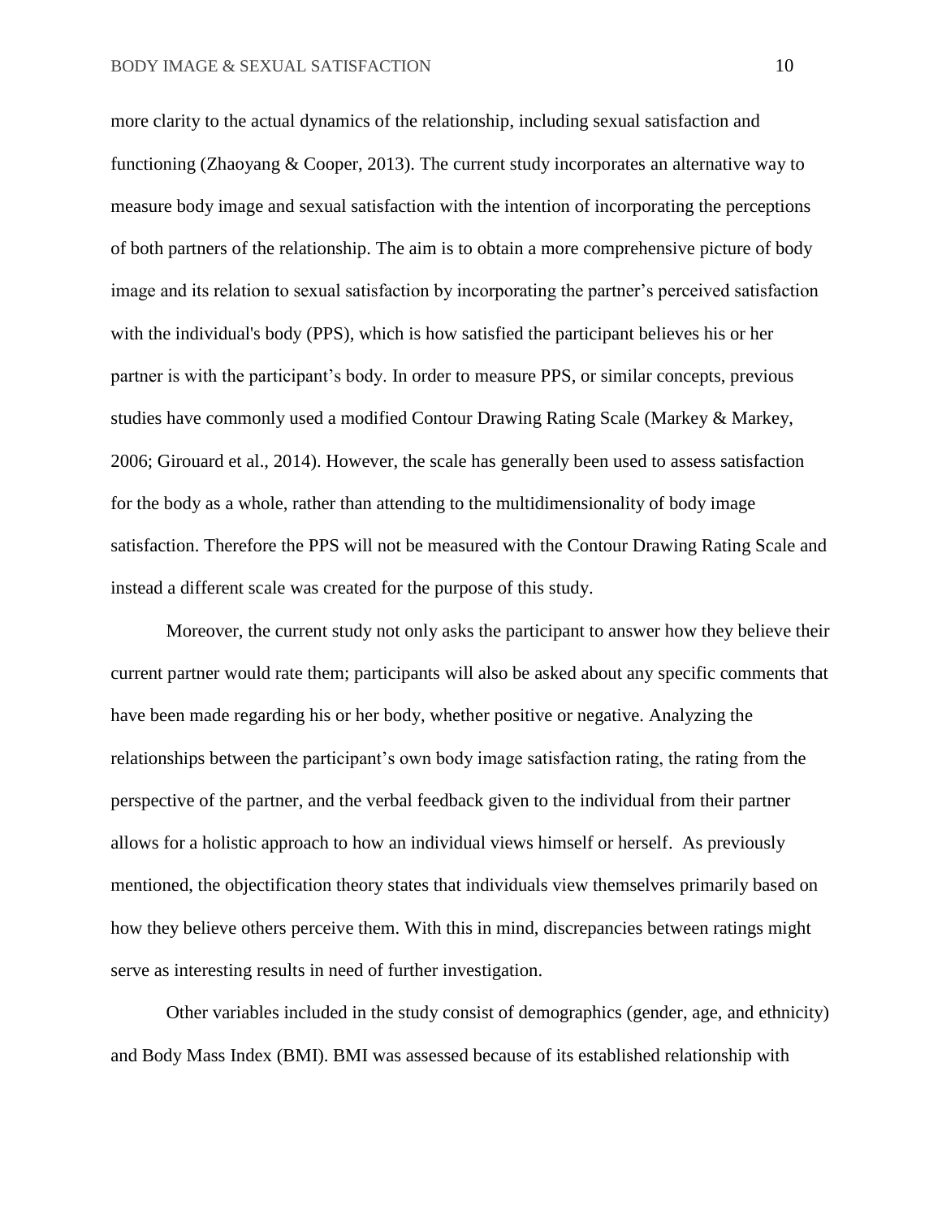more clarity to the actual dynamics of the relationship, including sexual satisfaction and functioning (Zhaoyang & Cooper, 2013). The current study incorporates an alternative way to measure body image and sexual satisfaction with the intention of incorporating the perceptions of both partners of the relationship. The aim is to obtain a more comprehensive picture of body image and its relation to sexual satisfaction by incorporating the partner's perceived satisfaction with the individual's body (PPS), which is how satisfied the participant believes his or her partner is with the participant's body. In order to measure PPS, or similar concepts, previous studies have commonly used a modified Contour Drawing Rating Scale (Markey & Markey, 2006; Girouard et al., 2014). However, the scale has generally been used to assess satisfaction for the body as a whole, rather than attending to the multidimensionality of body image satisfaction. Therefore the PPS will not be measured with the Contour Drawing Rating Scale and instead a different scale was created for the purpose of this study.

Moreover, the current study not only asks the participant to answer how they believe their current partner would rate them; participants will also be asked about any specific comments that have been made regarding his or her body, whether positive or negative. Analyzing the relationships between the participant's own body image satisfaction rating, the rating from the perspective of the partner, and the verbal feedback given to the individual from their partner allows for a holistic approach to how an individual views himself or herself. As previously mentioned, the objectification theory states that individuals view themselves primarily based on how they believe others perceive them. With this in mind, discrepancies between ratings might serve as interesting results in need of further investigation.

Other variables included in the study consist of demographics (gender, age, and ethnicity) and Body Mass Index (BMI). BMI was assessed because of its established relationship with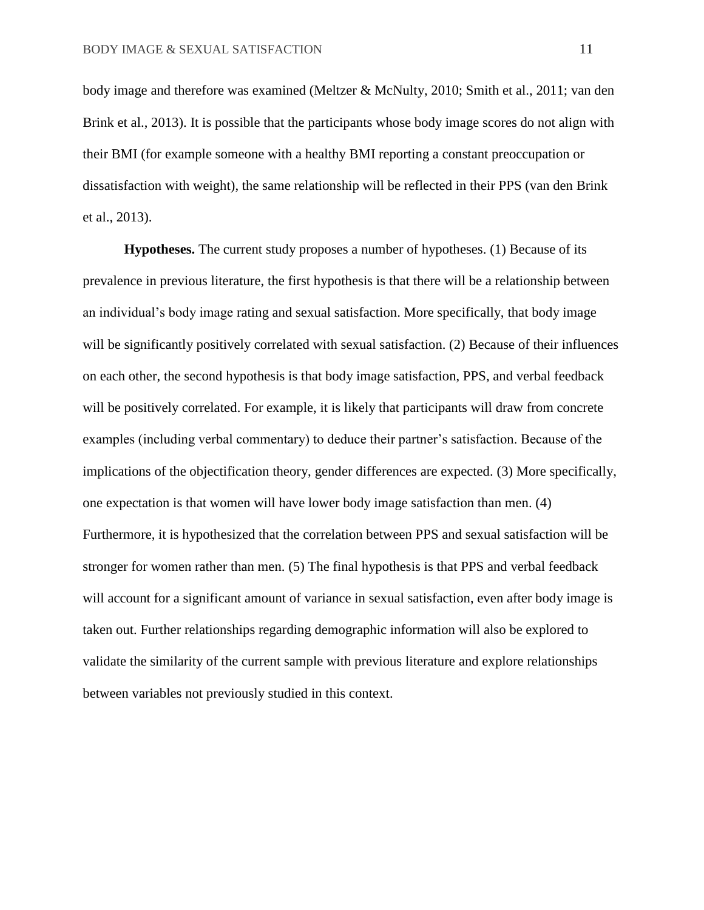body image and therefore was examined (Meltzer & McNulty, 2010; Smith et al., 2011; van den Brink et al., 2013). It is possible that the participants whose body image scores do not align with their BMI (for example someone with a healthy BMI reporting a constant preoccupation or dissatisfaction with weight), the same relationship will be reflected in their PPS (van den Brink et al., 2013).

**Hypotheses.** The current study proposes a number of hypotheses. (1) Because of its prevalence in previous literature, the first hypothesis is that there will be a relationship between an individual's body image rating and sexual satisfaction. More specifically, that body image will be significantly positively correlated with sexual satisfaction. (2) Because of their influences on each other, the second hypothesis is that body image satisfaction, PPS, and verbal feedback will be positively correlated. For example, it is likely that participants will draw from concrete examples (including verbal commentary) to deduce their partner's satisfaction. Because of the implications of the objectification theory, gender differences are expected. (3) More specifically, one expectation is that women will have lower body image satisfaction than men. (4) Furthermore, it is hypothesized that the correlation between PPS and sexual satisfaction will be stronger for women rather than men. (5) The final hypothesis is that PPS and verbal feedback will account for a significant amount of variance in sexual satisfaction, even after body image is taken out. Further relationships regarding demographic information will also be explored to validate the similarity of the current sample with previous literature and explore relationships between variables not previously studied in this context.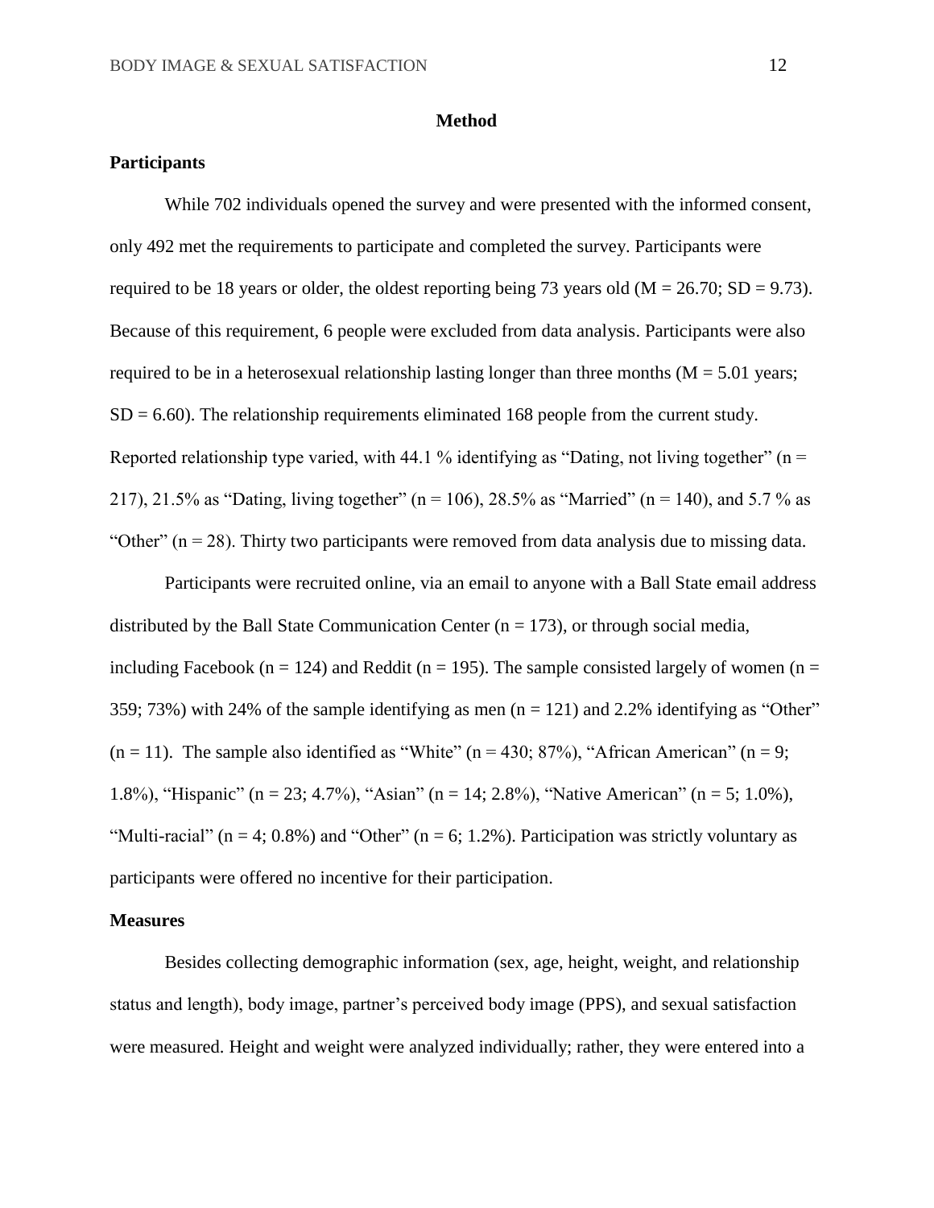# Method

## Participants

While 702 individuals opened the survey and were presented with the informed consent, only 492 met the requirements to participate and completed the survey. Participants were required to be 18 years or older, the oldest reporting being 73 years old ($M = 26.70$; $SD = 9.73$). Because of this requirement, 6 people were excluded from data analysis. Participants were also required to be in a heterosexual relationship lasting longer than three months ($M = 5.01$ years; $SD = 6.60$). The relationship requirements eliminated 168 people from the current study. Reported relationship type varied, with 44.1 % identifying as "Dating, not living together" ($n = 217$), 21.5% as "Dating, living together" ($n = 106$), 28.5% as "Married" ($n = 140$), and 5.7 % as "Other" ($n = 28$). Thirty two participants were removed from data analysis due to missing data.

Participants were recruited online, via an email to anyone with a Ball State email address distributed by the Ball State Communication Center ($n = 173$), or through social media, including Facebook ($n = 124$) and Reddit ($n = 195$). The sample consisted largely of women ($n = 359$; 73%) with 24% of the sample identifying as men ($n = 121$) and 2.2% identifying as "Other" ($n = 11$). The sample also identified as "White" ($n = 430$; 87%), "African American" ($n = 9$; 1.8%), "Hispanic" ($n = 23$; 4.7%), "Asian" ($n = 14$; 2.8%), "Native American" ($n = 5$; 1.0%), "Multi-racial" ($n = 4$; 0.8%) and "Other" ($n = 6$; 1.2%). Participation was strictly voluntary as participants were offered no incentive for their participation.

## Measures

Besides collecting demographic information (sex, age, height, weight, and relationship status and length), body image, partner's perceived body image (PPS), and sexual satisfaction were measured. Height and weight were analyzed individually; rather, they were entered into a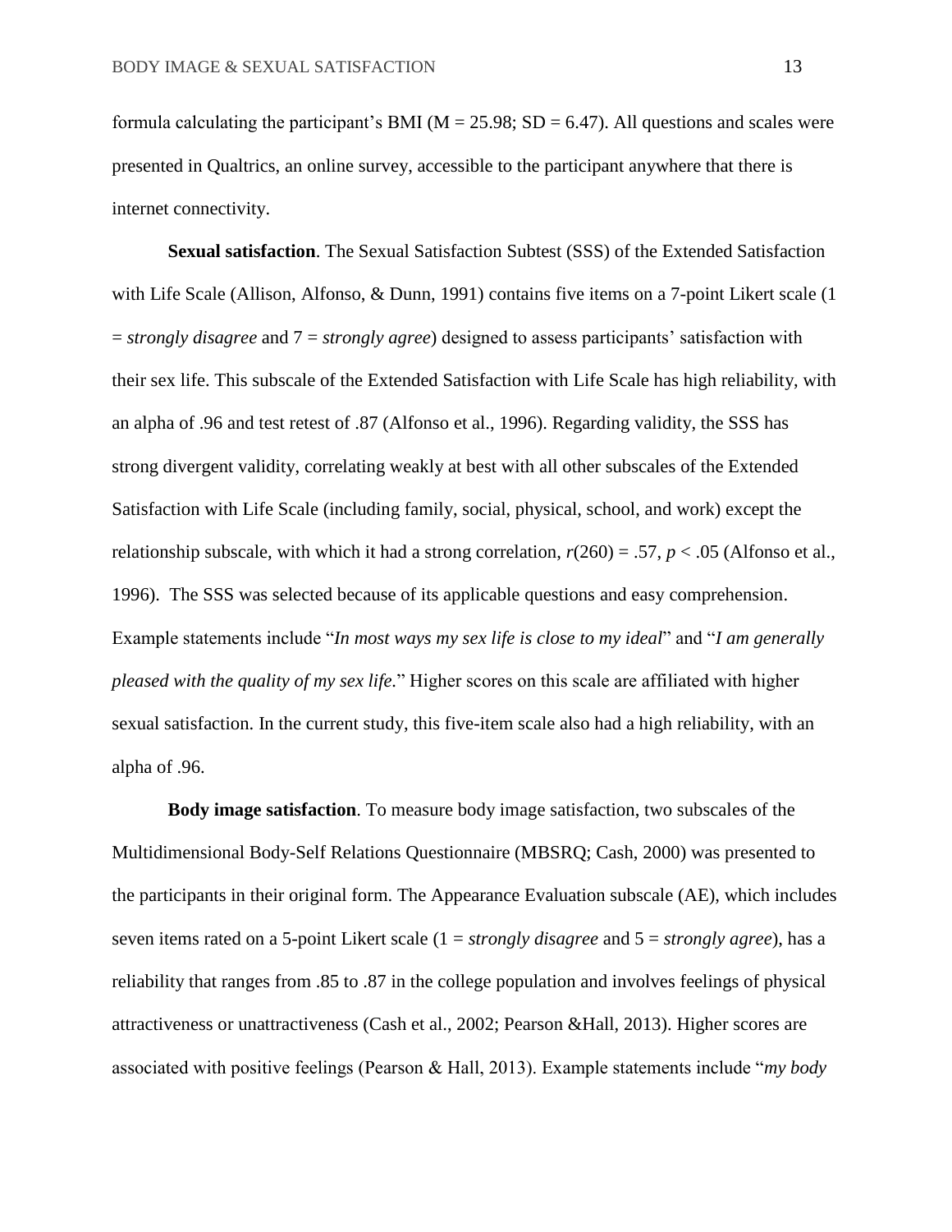formula calculating the participant's BMI ($M = 25.98$; $SD = 6.47$). All questions and scales were presented in Qualtrics, an online survey, accessible to the participant anywhere that there is internet connectivity.

**Sexual satisfaction**. The Sexual Satisfaction Subtest (SSS) of the Extended Satisfaction with Life Scale (Allison, Alfonso, & Dunn, 1991) contains five items on a 7-point Likert scale (1 = *strongly disagree* and 7 = *strongly agree*) designed to assess participants' satisfaction with their sex life. This subscale of the Extended Satisfaction with Life Scale has high reliability, with an alpha of .96 and test retest of .87 (Alfonso et al., 1996). Regarding validity, the SSS has strong divergent validity, correlating weakly at best with all other subscales of the Extended Satisfaction with Life Scale (including family, social, physical, school, and work) except the relationship subscale, with which it had a strong correlation, $r(260) = .57$, $p < .05$ (Alfonso et al., 1996). The SSS was selected because of its applicable questions and easy comprehension. Example statements include "*In most ways my sex life is close to my ideal*" and "*I am generally pleased with the quality of my sex life.*" Higher scores on this scale are affiliated with higher sexual satisfaction. In the current study, this five-item scale also had a high reliability, with an alpha of .96.

**Body image satisfaction**. To measure body image satisfaction, two subscales of the Multidimensional Body-Self Relations Questionnaire (MBSRQ; Cash, 2000) was presented to the participants in their original form. The Appearance Evaluation subscale (AE), which includes seven items rated on a 5-point Likert scale (1 = *strongly disagree* and 5 = *strongly agree*), has a reliability that ranges from .85 to .87 in the college population and involves feelings of physical attractiveness or unattractiveness (Cash et al., 2002; Pearson &Hall, 2013). Higher scores are associated with positive feelings (Pearson & Hall, 2013). Example statements include "*my body*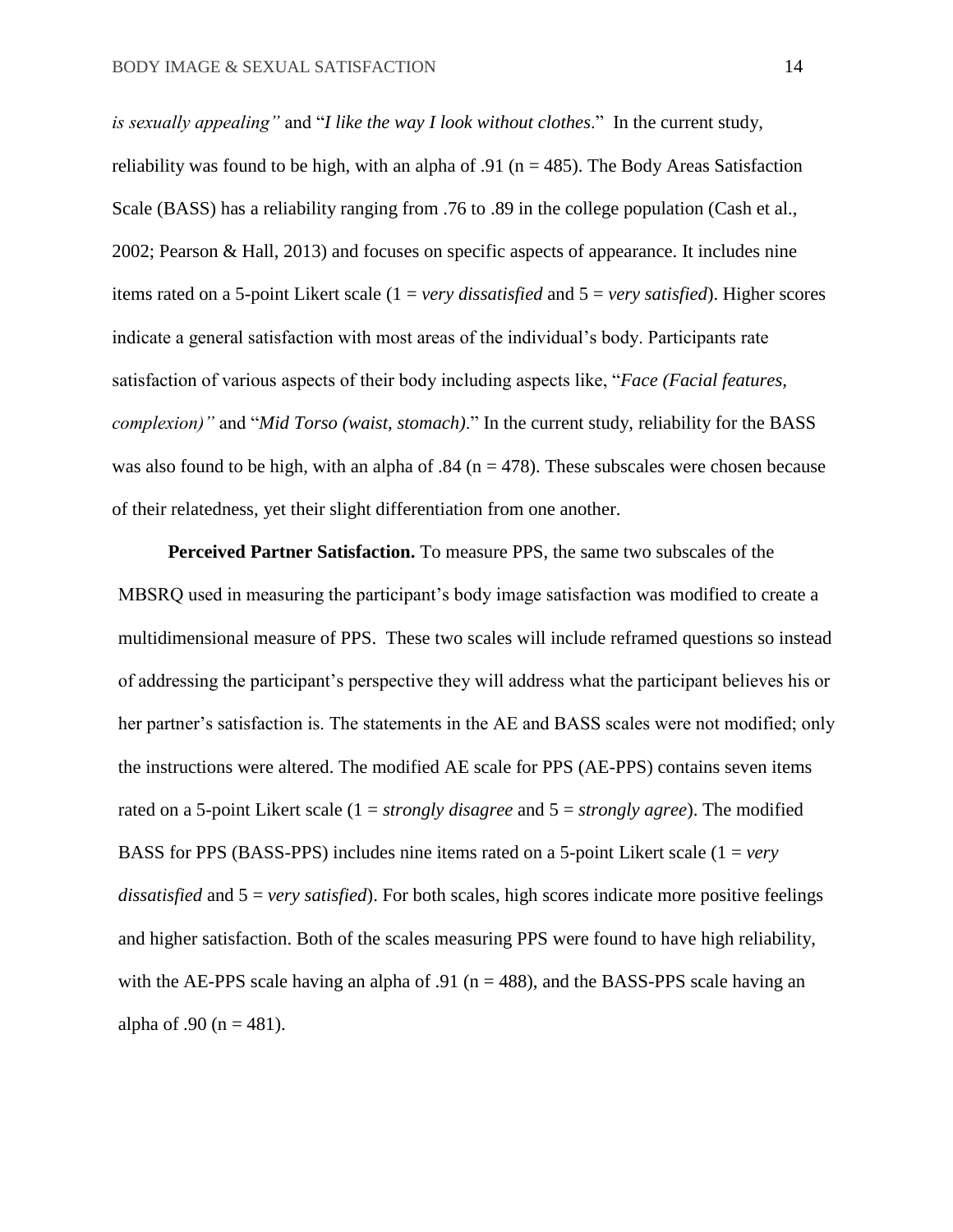*is sexually appealing"* and "*I like the way I look without clothes*." In the current study, reliability was found to be high, with an alpha of .91 (n = 485). The Body Areas Satisfaction Scale (BASS) has a reliability ranging from .76 to .89 in the college population (Cash et al., 2002; Pearson & Hall, 2013) and focuses on specific aspects of appearance. It includes nine items rated on a 5-point Likert scale (1 = *very dissatisfied* and 5 = *very satisfied*). Higher scores indicate a general satisfaction with most areas of the individual's body. Participants rate satisfaction of various aspects of their body including aspects like, "*Face (Facial features, complexion)"* and "*Mid Torso (waist, stomach)*." In the current study, reliability for the BASS was also found to be high, with an alpha of .84 (n = 478). These subscales were chosen because of their relatedness, yet their slight differentiation from one another.

**Perceived Partner Satisfaction.** To measure PPS, the same two subscales of the MBSRQ used in measuring the participant's body image satisfaction was modified to create a multidimensional measure of PPS. These two scales will include reframed questions so instead of addressing the participant's perspective they will address what the participant believes his or her partner's satisfaction is. The statements in the AE and BASS scales were not modified; only the instructions were altered. The modified AE scale for PPS (AE-PPS) contains seven items rated on a 5-point Likert scale (1 = *strongly disagree* and 5 = *strongly agree*). The modified BASS for PPS (BASS-PPS) includes nine items rated on a 5-point Likert scale (1 = *very dissatisfied* and 5 = *very satisfied*). For both scales, high scores indicate more positive feelings and higher satisfaction. Both of the scales measuring PPS were found to have high reliability, with the AE-PPS scale having an alpha of .91 (n = 488), and the BASS-PPS scale having an alpha of .90 (n = 481).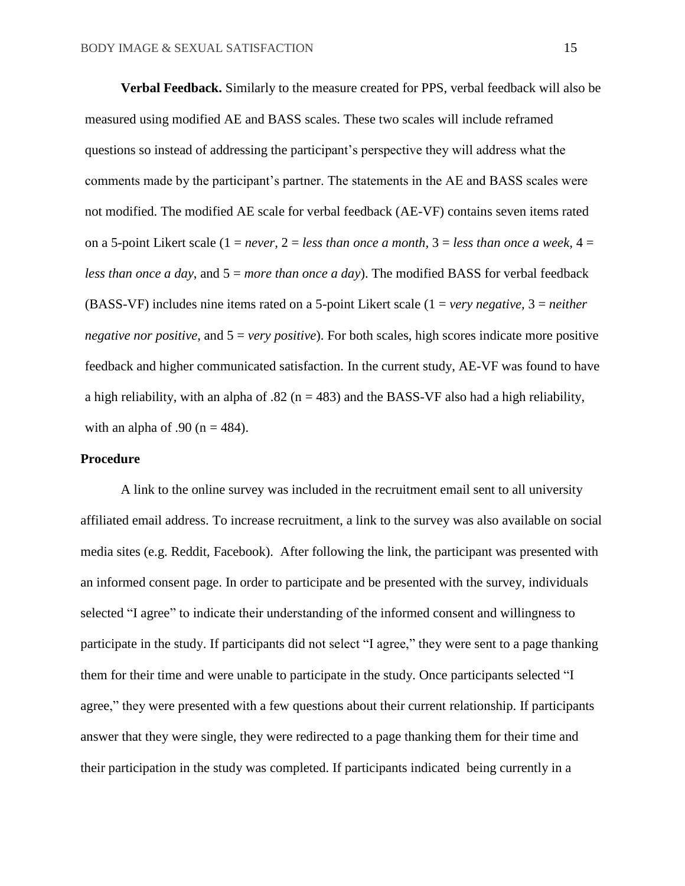**Verbal Feedback.** Similarly to the measure created for PPS, verbal feedback will also be measured using modified AE and BASS scales. These two scales will include reframed questions so instead of addressing the participant's perspective they will address what the comments made by the participant's partner. The statements in the AE and BASS scales were not modified. The modified AE scale for verbal feedback (AE-VF) contains seven items rated on a 5-point Likert scale (1 = *never,* 2 = *less than once a month,* 3 = *less than once a week,* 4 = *less than once a day*, and 5 = *more than once a day*). The modified BASS for verbal feedback (BASS-VF) includes nine items rated on a 5-point Likert scale (1 = *very negative,* 3 = *neither negative nor positive,* and 5 = *very positive*). For both scales, high scores indicate more positive feedback and higher communicated satisfaction. In the current study, AE-VF was found to have a high reliability, with an alpha of .82 (n = 483) and the BASS-VF also had a high reliability, with an alpha of .90 (n = 484).

## Procedure

A link to the online survey was included in the recruitment email sent to all university affiliated email address. To increase recruitment, a link to the survey was also available on social media sites (e.g. Reddit, Facebook). After following the link, the participant was presented with an informed consent page. In order to participate and be presented with the survey, individuals selected "I agree" to indicate their understanding of the informed consent and willingness to participate in the study. If participants did not select "I agree," they were sent to a page thanking them for their time and were unable to participate in the study. Once participants selected "I agree," they were presented with a few questions about their current relationship. If participants answer that they were single, they were redirected to a page thanking them for their time and their participation in the study was completed. If participants indicated being currently in a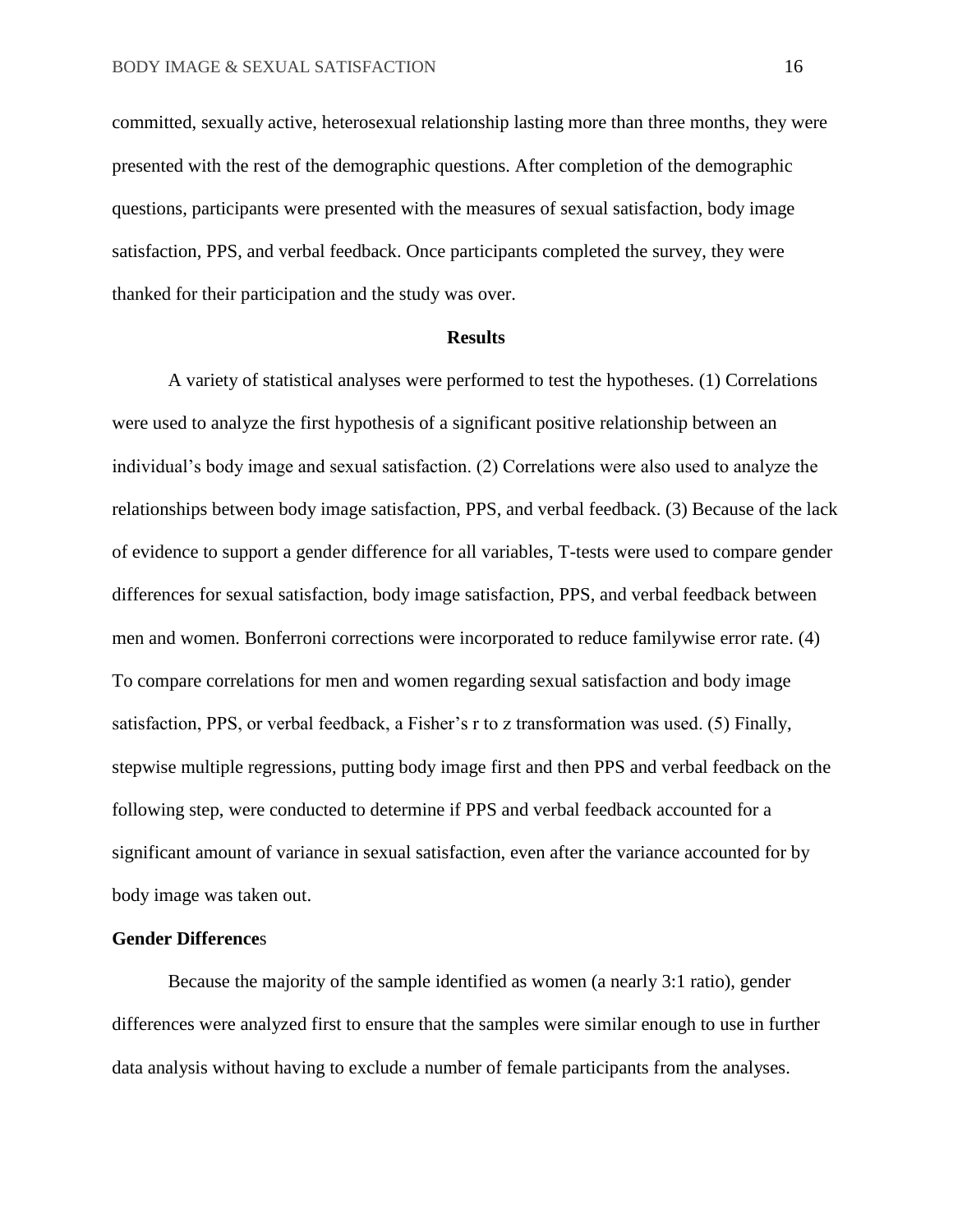committed, sexually active, heterosexual relationship lasting more than three months, they were presented with the rest of the demographic questions. After completion of the demographic questions, participants were presented with the measures of sexual satisfaction, body image satisfaction, PPS, and verbal feedback. Once participants completed the survey, they were thanked for their participation and the study was over.

# Results

A variety of statistical analyses were performed to test the hypotheses. (1) Correlations were used to analyze the first hypothesis of a significant positive relationship between an individual's body image and sexual satisfaction. (2) Correlations were also used to analyze the relationships between body image satisfaction, PPS, and verbal feedback. (3) Because of the lack of evidence to support a gender difference for all variables, T-tests were used to compare gender differences for sexual satisfaction, body image satisfaction, PPS, and verbal feedback between men and women. Bonferroni corrections were incorporated to reduce familywise error rate. (4) To compare correlations for men and women regarding sexual satisfaction and body image satisfaction, PPS, or verbal feedback, a Fisher's r to z transformation was used. (5) Finally, stepwise multiple regressions, putting body image first and then PPS and verbal feedback on the following step, were conducted to determine if PPS and verbal feedback accounted for a significant amount of variance in sexual satisfaction, even after the variance accounted for by body image was taken out.

## Gender Differences

Because the majority of the sample identified as women (a nearly 3:1 ratio), gender differences were analyzed first to ensure that the samples were similar enough to use in further data analysis without having to exclude a number of female participants from the analyses.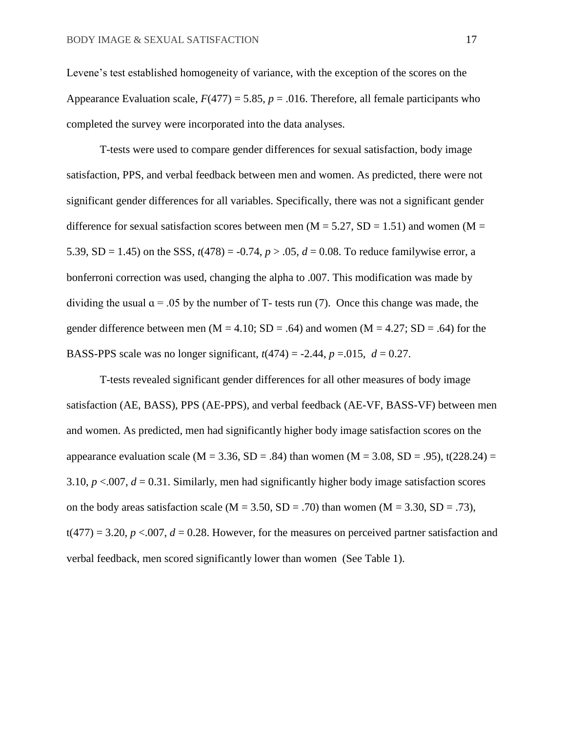Levene's test established homogeneity of variance, with the exception of the scores on the Appearance Evaluation scale, $F(477) = 5.85$, $p = .016$. Therefore, all female participants who completed the survey were incorporated into the data analyses.

T-tests were used to compare gender differences for sexual satisfaction, body image satisfaction, PPS, and verbal feedback between men and women. As predicted, there were not significant gender differences for all variables. Specifically, there was not a significant gender difference for sexual satisfaction scores between men ($M = 5.27$, $SD = 1.51$) and women ($M = 5.39$, $SD = 1.45$) on the SSS, $t(478) = -0.74$, $p > .05$, $d = 0.08$. To reduce familywise error, a bonferroni correction was used, changing the alpha to .007. This modification was made by dividing the usual $\alpha = .05$ by the number of T- tests run (7). Once this change was made, the gender difference between men ($M = 4.10$; $SD = .64$) and women ($M = 4.27$; $SD = .64$) for the BASS-PPS scale was no longer significant, $t(474) = -2.44$, $p = .015$, $d = 0.27$.

T-tests revealed significant gender differences for all other measures of body image satisfaction (AE, BASS), PPS (AE-PPS), and verbal feedback (AE-VF, BASS-VF) between men and women. As predicted, men had significantly higher body image satisfaction scores on the appearance evaluation scale ($M = 3.36$, $SD = .84$) than women ($M = 3.08$, $SD = .95$), $t(228.24) = 3.10$, $p < .007$, $d = 0.31$. Similarly, men had significantly higher body image satisfaction scores on the body areas satisfaction scale ($M = 3.50$, $SD = .70$) than women ($M = 3.30$, $SD = .73$), $t(477) = 3.20$, $p < .007$, $d = 0.28$. However, for the measures on perceived partner satisfaction and verbal feedback, men scored significantly lower than women (See Table 1).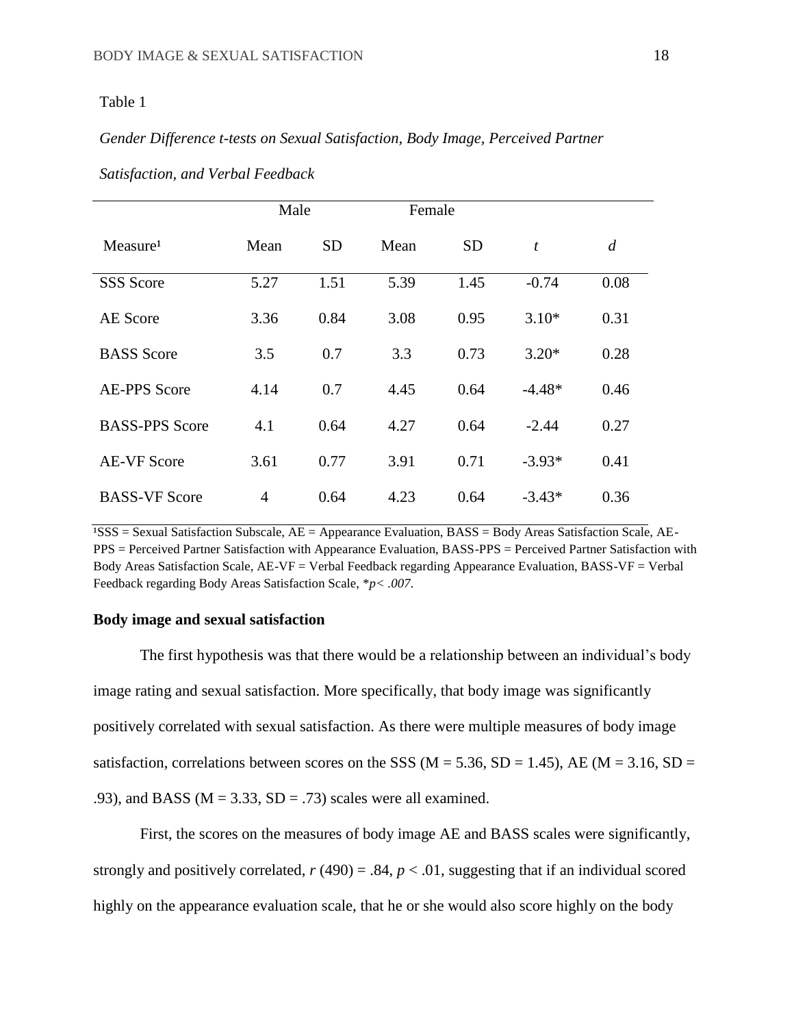Table 1

*Gender Difference t-tests on Sexual Satisfaction, Body Image, Perceived Partner Satisfaction, and Verbal Feedback*

| | Male | | Female | | | |
|---|---|---|---|---|---|---|
| Measure[1] | Mean | SD | Mean | SD | *t* | *d* |
| SSS Score | 5.27 | 1.51 | 5.39 | 1.45 | -0.74 | 0.08 |
| AE Score | 3.36 | 0.84 | 3.08 | 0.95 | 3.10* | 0.31 |
| BASS Score | 3.5 | 0.7 | 3.3 | 0.73 | 3.20* | 0.28 |
| AE-PPS Score | 4.14 | 0.7 | 4.45 | 0.64 | -4.48* | 0.46 |
| BASS-PPS Score | 4.1 | 0.64 | 4.27 | 0.64 | -2.44 | 0.27 |
| AE-VF Score | 3.61 | 0.77 | 3.91 | 0.71 | -3.93* | 0.41 |
| BASS-VF Score | 4 | 0.64 | 4.23 | 0.64 | -3.43* | 0.36 |

[1]SSS = Sexual Satisfaction Subscale, AE = Appearance Evaluation, BASS = Body Areas Satisfaction Scale, AE-PPS = Perceived Partner Satisfaction with Appearance Evaluation, BASS-PPS = Perceived Partner Satisfaction with Body Areas Satisfaction Scale, AE-VF = Verbal Feedback regarding Appearance Evaluation, BASS-VF = Verbal Feedback regarding Body Areas Satisfaction Scale, *$p < .007$.

**Body image and sexual satisfaction**

The first hypothesis was that there would be a relationship between an individual's body image rating and sexual satisfaction. More specifically, that body image was significantly positively correlated with sexual satisfaction. As there were multiple measures of body image satisfaction, correlations between scores on the SSS ($M = 5.36$, $SD = 1.45$), AE ($M = 3.16$, $SD = .93$), and BASS ($M = 3.33$, $SD = .73$) scales were all examined.

First, the scores on the measures of body image AE and BASS scales were significantly, strongly and positively correlated, $r\ (490) = .84$, $p < .01$, suggesting that if an individual scored highly on the appearance evaluation scale, that he or she would also score highly on the body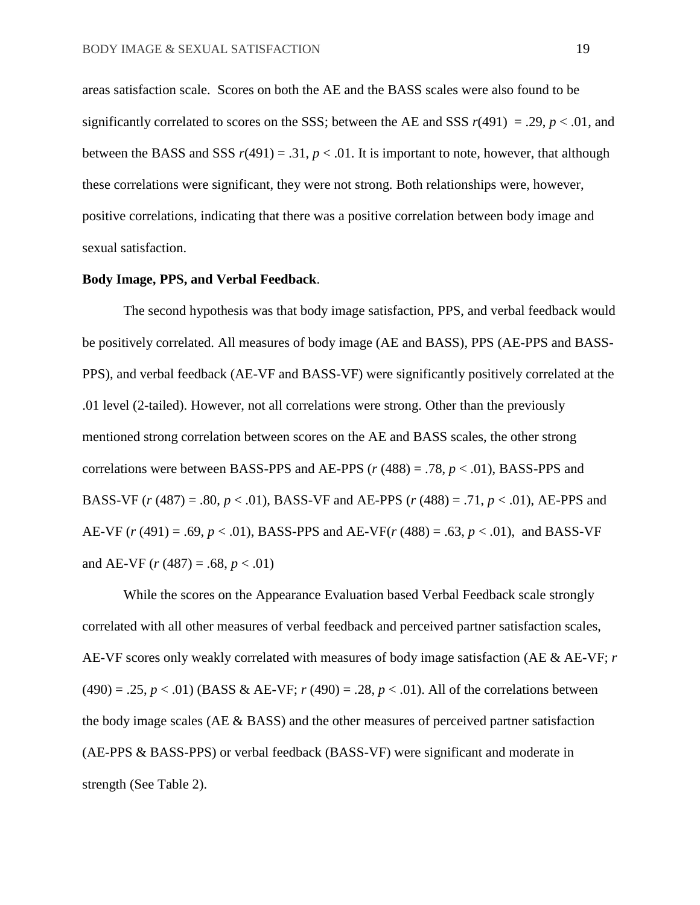areas satisfaction scale. Scores on both the AE and the BASS scales were also found to be significantly correlated to scores on the SSS; between the AE and SSS $r(491) = .29$, $p < .01$, and between the BASS and SSS $r(491) = .31$, $p < .01$. It is important to note, however, that although these correlations were significant, they were not strong. Both relationships were, however, positive correlations, indicating that there was a positive correlation between body image and sexual satisfaction.

**Body Image, PPS, and Verbal Feedback**.

The second hypothesis was that body image satisfaction, PPS, and verbal feedback would be positively correlated. All measures of body image (AE and BASS), PPS (AE-PPS and BASS-PPS), and verbal feedback (AE-VF and BASS-VF) were significantly positively correlated at the .01 level (2-tailed). However, not all correlations were strong. Other than the previously mentioned strong correlation between scores on the AE and BASS scales, the other strong correlations were between BASS-PPS and AE-PPS ($r$ (488) = .78, $p < .01$), BASS-PPS and BASS-VF ($r$ (487) = .80, $p < .01$), BASS-VF and AE-PPS ($r$ (488) = .71, $p < .01$), AE-PPS and AE-VF ($r$ (491) = .69, $p < .01$), BASS-PPS and AE-VF($r$ (488) = .63, $p < .01$), and BASS-VF and AE-VF ($r$ (487) = .68, $p < .01$)

While the scores on the Appearance Evaluation based Verbal Feedback scale strongly correlated with all other measures of verbal feedback and perceived partner satisfaction scales, AE-VF scores only weakly correlated with measures of body image satisfaction (AE & AE-VF; $r$ (490) = .25, $p < .01$) (BASS & AE-VF; $r$ (490) = .28, $p < .01$). All of the correlations between the body image scales (AE & BASS) and the other measures of perceived partner satisfaction (AE-PPS & BASS-PPS) or verbal feedback (BASS-VF) were significant and moderate in strength (See Table 2).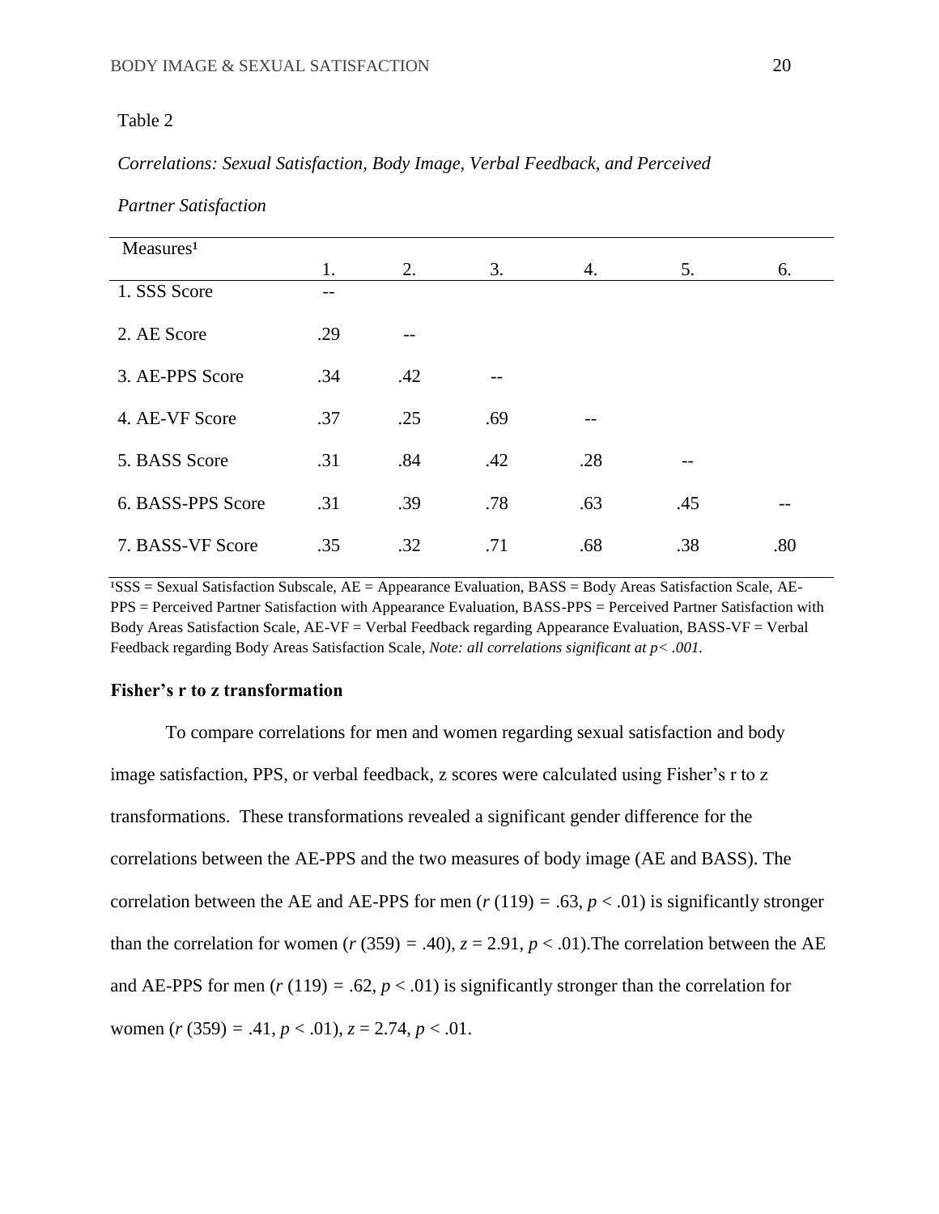Table 2

*Correlations: Sexual Satisfaction, Body Image, Verbal Feedback, and Perceived Partner Satisfaction*

| Measures[1] | 1. | 2. | 3. | 4. | 5. | 6. |
|---|---|---|---|---|---|---|
| 1. SSS Score | -- | | | | | |
| 2. AE Score | .29 | -- | | | | |
| 3. AE-PPS Score | .34 | .42 | -- | | | |
| 4. AE-VF Score | .37 | .25 | .69 | -- | | |
| 5. BASS Score | .31 | .84 | .42 | .28 | -- | |
| 6. BASS-PPS Score | .31 | .39 | .78 | .63 | .45 | -- |
| 7. BASS-VF Score | .35 | .32 | .71 | .68 | .38 | .80 |

[1]SSS = Sexual Satisfaction Subscale, AE = Appearance Evaluation, BASS = Body Areas Satisfaction Scale, AE-PPS = Perceived Partner Satisfaction with Appearance Evaluation, BASS-PPS = Perceived Partner Satisfaction with Body Areas Satisfaction Scale, AE-VF = Verbal Feedback regarding Appearance Evaluation, BASS-VF = Verbal Feedback regarding Body Areas Satisfaction Scale, *Note: all correlations significant at $p < .001$.*

**Fisher's r to z transformation**

To compare correlations for men and women regarding sexual satisfaction and body image satisfaction, PPS, or verbal feedback, z scores were calculated using Fisher's r to z transformations. These transformations revealed a significant gender difference for the correlations between the AE-PPS and the two measures of body image (AE and BASS). The correlation between the AE and AE-PPS for men ($r$ (119) = .63, $p < .01$) is significantly stronger than the correlation for women ($r$ (359) = .40), $z = 2.91$, $p < .01$).The correlation between the AE and AE-PPS for men ($r$ (119) = .62, $p < .01$) is significantly stronger than the correlation for women ($r$ (359) = .41, $p < .01$), $z = 2.74$, $p < .01$.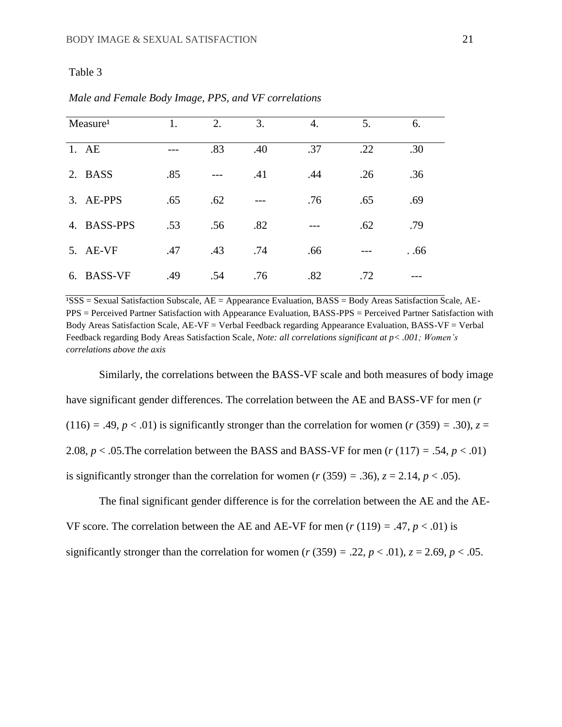Table 3

*Male and Female Body Image, PPS, and VF correlations*

| Measure[1] | 1. | 2. | 3. | 4. | 5. | 6. |
|---|---|---|---|---|---|---|
| 1. AE | --- | .83 | .40 | .37 | .22 | .30 |
| 2. BASS | .85 | --- | .41 | .44 | .26 | .36 |
| 3. AE-PPS | .65 | .62 | --- | .76 | .65 | .69 |
| 4. BASS-PPS | .53 | .56 | .82 | --- | .62 | .79 |
| 5. AE-VF | .47 | .43 | .74 | .66 | --- | . .66 |
| 6. BASS-VF | .49 | .54 | .76 | .82 | .72 | --- |

[1]SSS = Sexual Satisfaction Subscale, AE = Appearance Evaluation, BASS = Body Areas Satisfaction Scale, AE-PPS = Perceived Partner Satisfaction with Appearance Evaluation, BASS-PPS = Perceived Partner Satisfaction with Body Areas Satisfaction Scale, AE-VF = Verbal Feedback regarding Appearance Evaluation, BASS-VF = Verbal Feedback regarding Body Areas Satisfaction Scale, *Note: all correlations significant at p< .001; Women's correlations above the axis*

Similarly, the correlations between the BASS-VF scale and both measures of body image have significant gender differences. The correlation between the AE and BASS-VF for men ($r$ (116) = .49, $p$ < .01) is significantly stronger than the correlation for women ($r$ (359) = .30), $z$ = 2.08, $p$ < .05.The correlation between the BASS and BASS-VF for men ($r$ (117) = .54, $p$ < .01) is significantly stronger than the correlation for women ($r$ (359) = .36), $z$ = 2.14, $p$ < .05).

The final significant gender difference is for the correlation between the AE and the AE-VF score. The correlation between the AE and AE-VF for men ($r$ (119) = .47, $p$ < .01) is significantly stronger than the correlation for women ($r$ (359) = .22, $p$ < .01), $z$ = 2.69, $p$ < .05.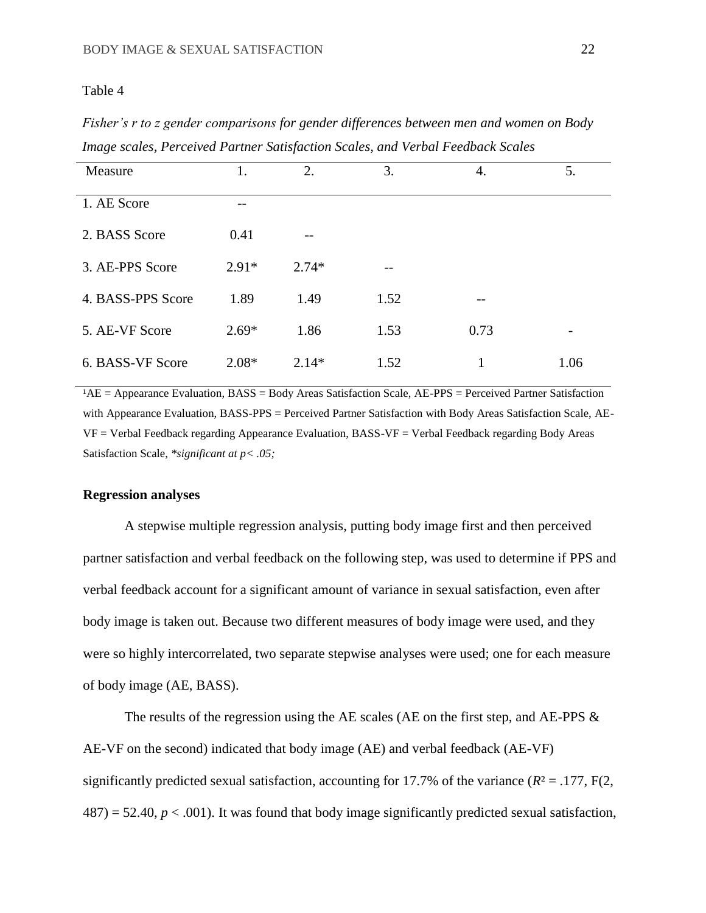Table 4

*Fisher's r to z gender comparisons for gender differences between men and women on Body Image scales, Perceived Partner Satisfaction Scales, and Verbal Feedback Scales*

| Measure | 1. | 2. | 3. | 4. | 5. |
|---|---|---|---|---|---|
| 1. AE Score | -- | | | | |
| 2. BASS Score | 0.41 | -- | | | |
| 3. AE-PPS Score | 2.91* | 2.74* | -- | | |
| 4. BASS-PPS Score | 1.89 | 1.49 | 1.52 | -- | |
| 5. AE-VF Score | 2.69* | 1.86 | 1.53 | 0.73 | - |
| 6. BASS-VF Score | 2.08* | 2.14* | 1.52 | 1 | 1.06 |

[1]AE = Appearance Evaluation, BASS = Body Areas Satisfaction Scale, AE-PPS = Perceived Partner Satisfaction with Appearance Evaluation, BASS-PPS = Perceived Partner Satisfaction with Body Areas Satisfaction Scale, AE-VF = Verbal Feedback regarding Appearance Evaluation, BASS-VF = Verbal Feedback regarding Body Areas Satisfaction Scale, *\*significant at $p < .05$;*

**Regression analyses**

A stepwise multiple regression analysis, putting body image first and then perceived partner satisfaction and verbal feedback on the following step, was used to determine if PPS and verbal feedback account for a significant amount of variance in sexual satisfaction, even after body image is taken out. Because two different measures of body image were used, and they were so highly intercorrelated, two separate stepwise analyses were used; one for each measure of body image (AE, BASS).

The results of the regression using the AE scales (AE on the first step, and AE-PPS & AE-VF on the second) indicated that body image (AE) and verbal feedback (AE-VF) significantly predicted sexual satisfaction, accounting for 17.7% of the variance ($R^2 = .177$, $F(2, 487) = 52.40$, $p < .001$). It was found that body image significantly predicted sexual satisfaction,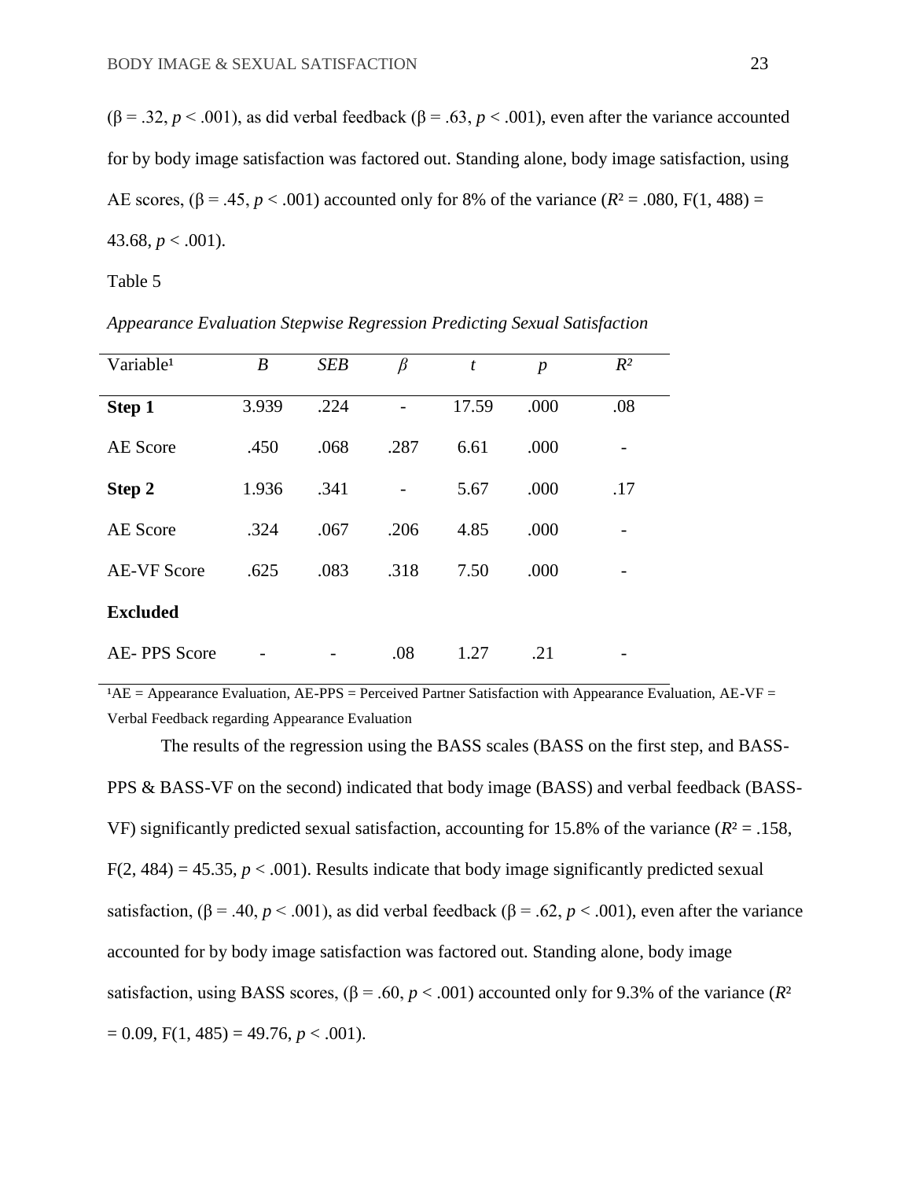(β = .32, $p < .001$), as did verbal feedback (β = .63, $p < .001$), even after the variance accounted for by body image satisfaction was factored out. Standing alone, body image satisfaction, using AE scores, (β = .45, $p < .001$) accounted only for 8% of the variance ($R^2 = .080$, $F(1, 488) = 43.68$, $p < .001$).

Table 5

*Appearance Evaluation Stepwise Regression Predicting Sexual Satisfaction*

| Variable[1] | *B* | *SEB* | *β* | *t* | *p* | $R^2$ |
|---|---|---|---|---|---|---|
| **Step 1** | 3.939 | .224 | - | 17.59 | .000 | .08 |
| AE Score | .450 | .068 | .287 | 6.61 | .000 | - |
| **Step 2** | 1.936 | .341 | - | 5.67 | .000 | .17 |
| AE Score | .324 | .067 | .206 | 4.85 | .000 | - |
| AE-VF Score | .625 | .083 | .318 | 7.50 | .000 | - |
| **Excluded** | | | | | | |
| AE- PPS Score | - | - | .08 | 1.27 | .21 | - |

[1]AE = Appearance Evaluation, AE-PPS = Perceived Partner Satisfaction with Appearance Evaluation, AE-VF = Verbal Feedback regarding Appearance Evaluation

The results of the regression using the BASS scales (BASS on the first step, and BASS-PPS & BASS-VF on the second) indicated that body image (BASS) and verbal feedback (BASS-VF) significantly predicted sexual satisfaction, accounting for 15.8% of the variance ($R^2 = .158$, $F(2, 484) = 45.35$, $p < .001$). Results indicate that body image significantly predicted sexual satisfaction, (β = .40, $p < .001$), as did verbal feedback (β = .62, $p < .001$), even after the variance accounted for by body image satisfaction was factored out. Standing alone, body image satisfaction, using BASS scores, (β = .60, $p < .001$) accounted only for 9.3% of the variance ($R^2 = 0.09$, $F(1, 485) = 49.76$, $p < .001$).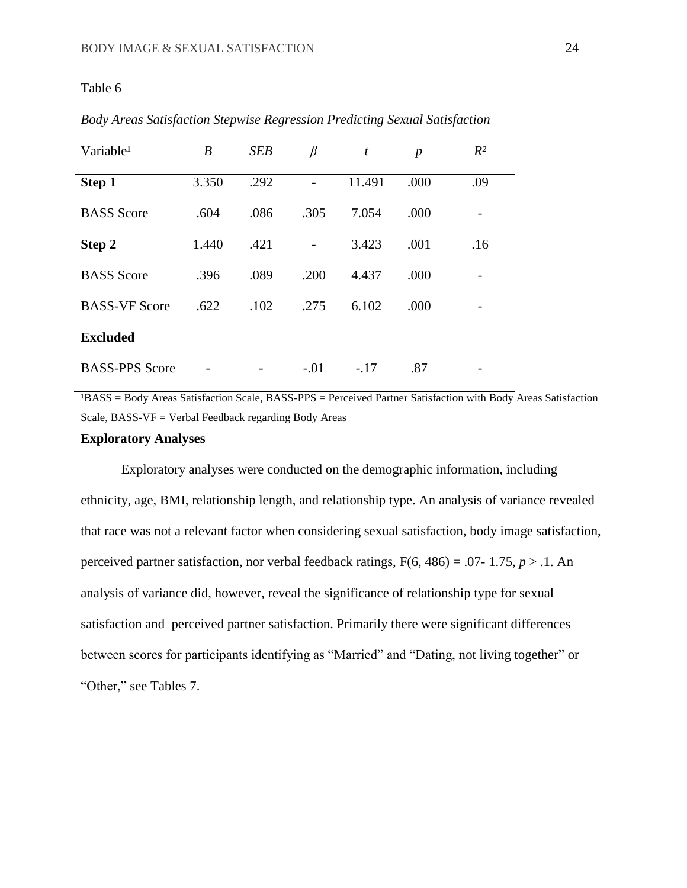Table 6

*Body Areas Satisfaction Stepwise Regression Predicting Sexual Satisfaction*

| Variable[1] | *B* | *SEB* | *β* | *t* | *p* | $R^2$ |
|---|---|---|---|---|---|---|
| **Step 1** | 3.350 | .292 | - | 11.491 | .000 | .09 |
| BASS Score | .604 | .086 | .305 | 7.054 | .000 | - |
| **Step 2** | 1.440 | .421 | - | 3.423 | .001 | .16 |
| BASS Score | .396 | .089 | .200 | 4.437 | .000 | - |
| BASS-VF Score | .622 | .102 | .275 | 6.102 | .000 | - |
| **Excluded** | | | | | | |
| BASS-PPS Score | - | - | -.01 | -.17 | .87 | - |

[1]BASS = Body Areas Satisfaction Scale, BASS-PPS = Perceived Partner Satisfaction with Body Areas Satisfaction Scale, BASS-VF = Verbal Feedback regarding Body Areas

## Exploratory Analyses

Exploratory analyses were conducted on the demographic information, including ethnicity, age, BMI, relationship length, and relationship type. An analysis of variance revealed that race was not a relevant factor when considering sexual satisfaction, body image satisfaction, perceived partner satisfaction, nor verbal feedback ratings, $F(6, 486) = .07$- 1.75, $p > .1$. An analysis of variance did, however, reveal the significance of relationship type for sexual satisfaction and perceived partner satisfaction. Primarily there were significant differences between scores for participants identifying as "Married" and "Dating, not living together" or "Other," see Tables 7.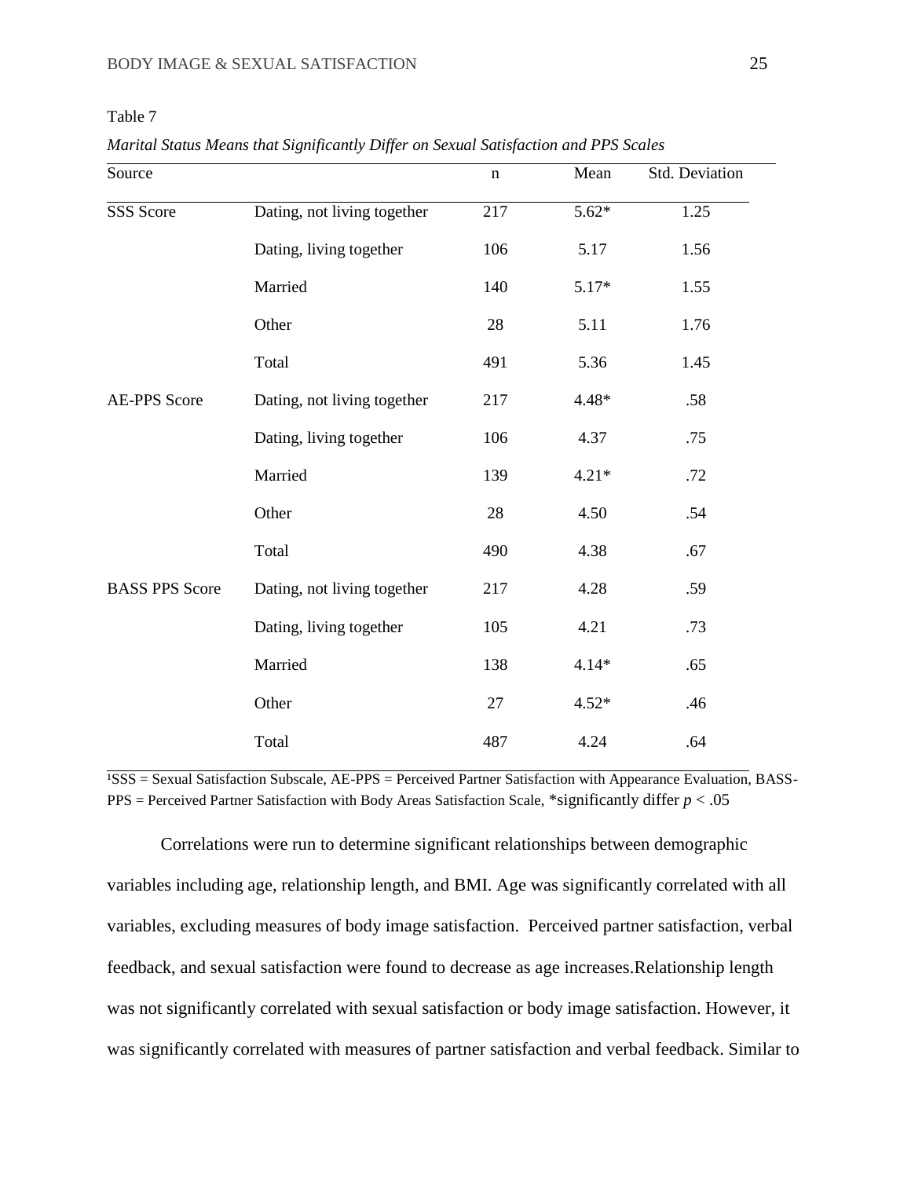Table 7

*Marital Status Means that Significantly Differ on Sexual Satisfaction and PPS Scales*

| Source | | n | Mean | Std. Deviation |
|---|---|---|---|---|
| SSS Score | Dating, not living together | 217 | 5.62* | 1.25 |
| | Dating, living together | 106 | 5.17 | 1.56 |
| | Married | 140 | 5.17* | 1.55 |
| | Other | 28 | 5.11 | 1.76 |
| | Total | 491 | 5.36 | 1.45 |
| AE-PPS Score | Dating, not living together | 217 | 4.48* | .58 |
| | Dating, living together | 106 | 4.37 | .75 |
| | Married | 139 | 4.21* | .72 |
| | Other | 28 | 4.50 | .54 |
| | Total | 490 | 4.38 | .67 |
| BASS PPS Score | Dating, not living together | 217 | 4.28 | .59 |
| | Dating, living together | 105 | 4.21 | .73 |
| | Married | 138 | 4.14* | .65 |
| | Other | 27 | 4.52* | .46 |
| | Total | 487 | 4.24 | .64 |

[1]SSS = Sexual Satisfaction Subscale, AE-PPS = Perceived Partner Satisfaction with Appearance Evaluation, BASS-PPS = Perceived Partner Satisfaction with Body Areas Satisfaction Scale, *significantly differ $p < .05$

Correlations were run to determine significant relationships between demographic variables including age, relationship length, and BMI. Age was significantly correlated with all variables, excluding measures of body image satisfaction. Perceived partner satisfaction, verbal feedback, and sexual satisfaction were found to decrease as age increases.Relationship length was not significantly correlated with sexual satisfaction or body image satisfaction. However, it was significantly correlated with measures of partner satisfaction and verbal feedback. Similar to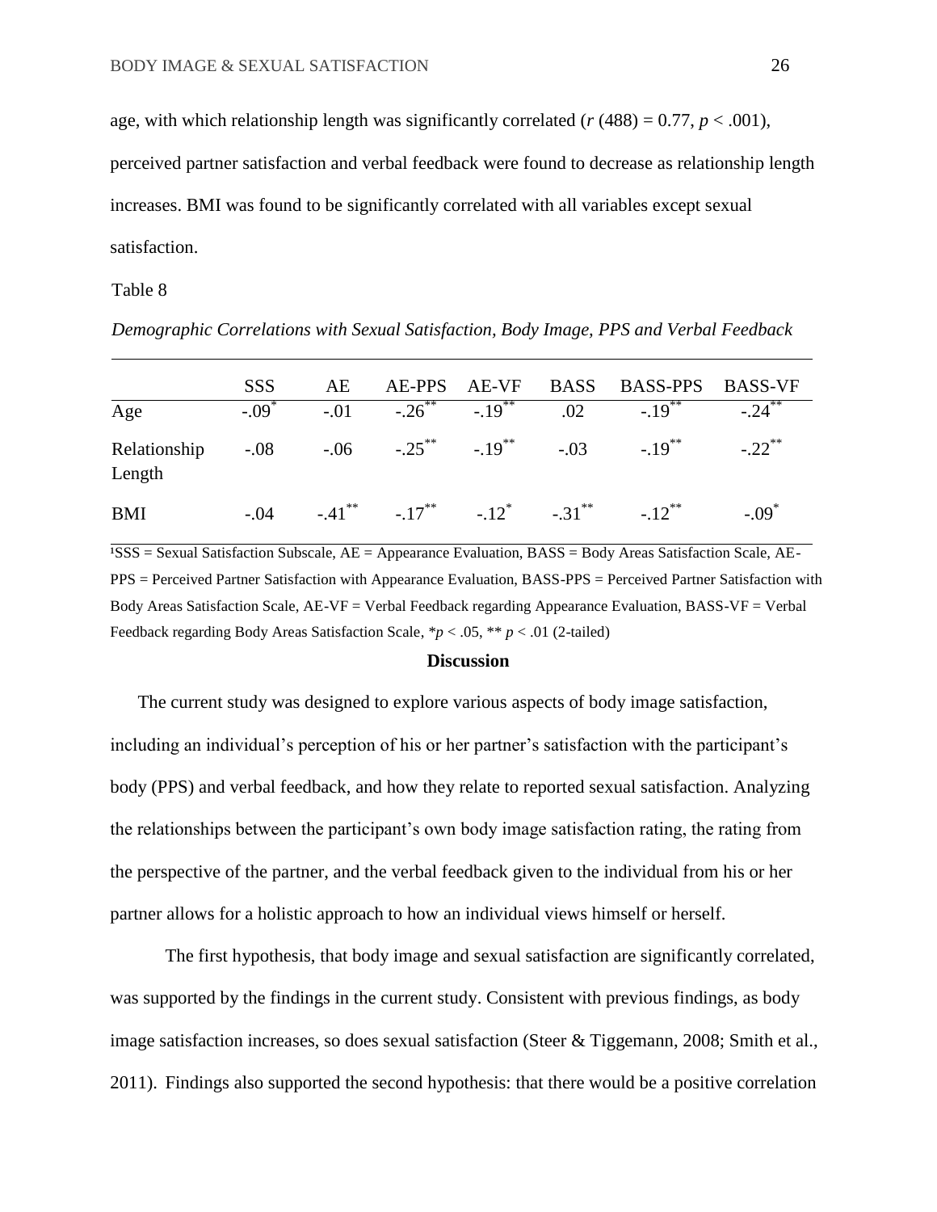age, with which relationship length was significantly correlated ($r$ (488) = 0.77, $p < .001$), perceived partner satisfaction and verbal feedback were found to decrease as relationship length increases. BMI was found to be significantly correlated with all variables except sexual satisfaction.

Table 8

*Demographic Correlations with Sexual Satisfaction, Body Image, PPS and Verbal Feedback*

| | SSS | AE | AE-PPS | AE-VF | BASS | BASS-PPS | BASS-VF |
|---|---|---|---|---|---|---|---|
| Age | $-.09^{*}$ | $-.01$ | $-.26^{**}$ | $-.19^{**}$ | $.02$ | $-.19^{**}$ | $-.24^{**}$ |
| Relationship Length | $-.08$ | $-.06$ | $-.25^{**}$ | $-.19^{**}$ | $-.03$ | $-.19^{**}$ | $-.22^{**}$ |
| BMI | $-.04$ | $-.41^{**}$ | $-.17^{**}$ | $-.12^{*}$ | $-.31^{**}$ | $-.12^{**}$ | $-.09^{*}$ |

[1]SSS = Sexual Satisfaction Subscale, AE = Appearance Evaluation, BASS = Body Areas Satisfaction Scale, AE-PPS = Perceived Partner Satisfaction with Appearance Evaluation, BASS-PPS = Perceived Partner Satisfaction with Body Areas Satisfaction Scale, AE-VF = Verbal Feedback regarding Appearance Evaluation, BASS-VF = Verbal Feedback regarding Body Areas Satisfaction Scale, $^{*}p < .05$, $^{**}p < .01$ (2-tailed)

## Discussion

The current study was designed to explore various aspects of body image satisfaction, including an individual's perception of his or her partner's satisfaction with the participant's body (PPS) and verbal feedback, and how they relate to reported sexual satisfaction. Analyzing the relationships between the participant's own body image satisfaction rating, the rating from the perspective of the partner, and the verbal feedback given to the individual from his or her partner allows for a holistic approach to how an individual views himself or herself.

The first hypothesis, that body image and sexual satisfaction are significantly correlated, was supported by the findings in the current study. Consistent with previous findings, as body image satisfaction increases, so does sexual satisfaction (Steer & Tiggemann, 2008; Smith et al., 2011). Findings also supported the second hypothesis: that there would be a positive correlation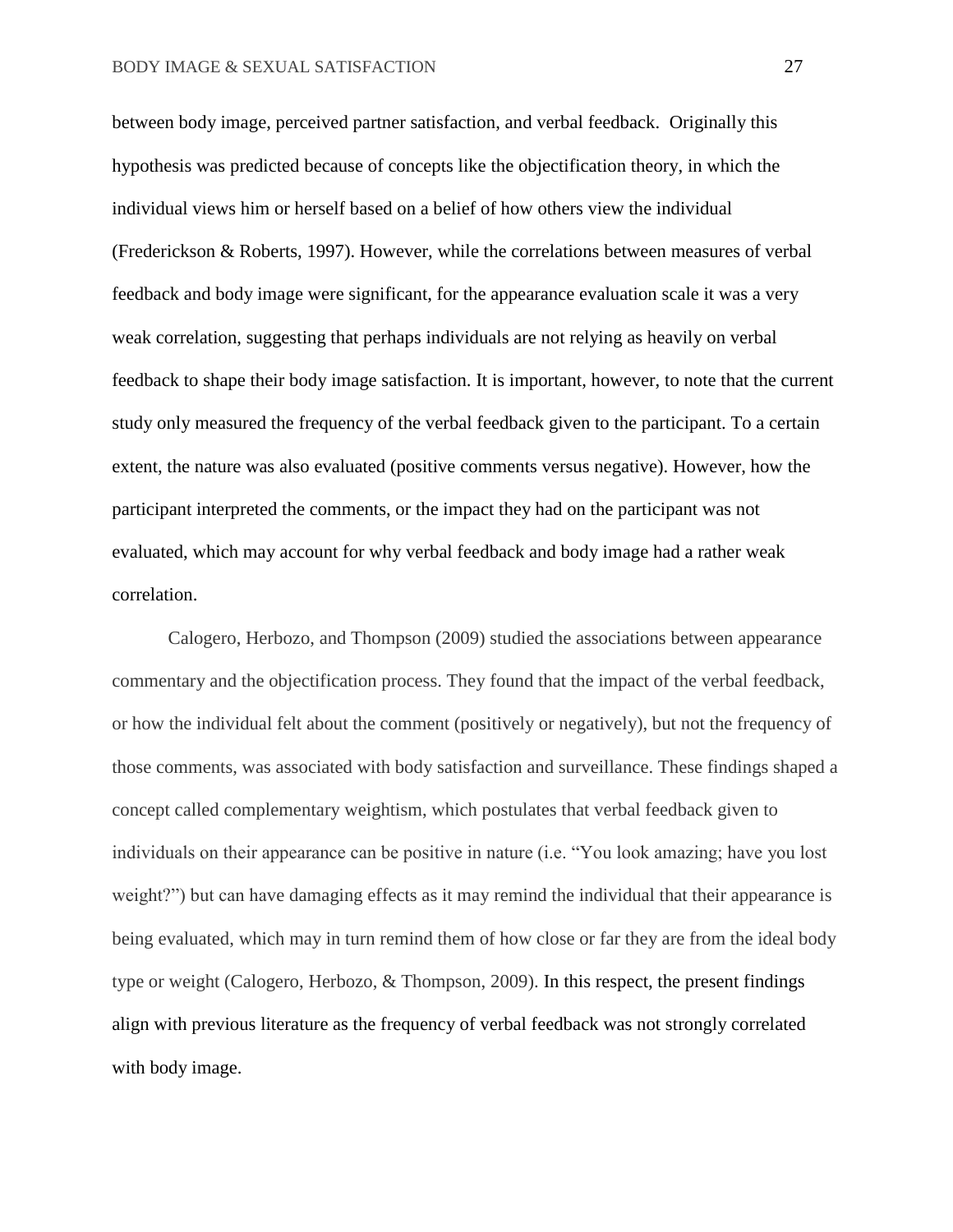between body image, perceived partner satisfaction, and verbal feedback. Originally this hypothesis was predicted because of concepts like the objectification theory, in which the individual views him or herself based on a belief of how others view the individual (Frederickson & Roberts, 1997). However, while the correlations between measures of verbal feedback and body image were significant, for the appearance evaluation scale it was a very weak correlation, suggesting that perhaps individuals are not relying as heavily on verbal feedback to shape their body image satisfaction. It is important, however, to note that the current study only measured the frequency of the verbal feedback given to the participant. To a certain extent, the nature was also evaluated (positive comments versus negative). However, how the participant interpreted the comments, or the impact they had on the participant was not evaluated, which may account for why verbal feedback and body image had a rather weak correlation.

Calogero, Herbozo, and Thompson (2009) studied the associations between appearance commentary and the objectification process. They found that the impact of the verbal feedback, or how the individual felt about the comment (positively or negatively), but not the frequency of those comments, was associated with body satisfaction and surveillance. These findings shaped a concept called complementary weightism, which postulates that verbal feedback given to individuals on their appearance can be positive in nature (i.e. "You look amazing; have you lost weight?") but can have damaging effects as it may remind the individual that their appearance is being evaluated, which may in turn remind them of how close or far they are from the ideal body type or weight (Calogero, Herbozo, & Thompson, 2009). In this respect, the present findings align with previous literature as the frequency of verbal feedback was not strongly correlated with body image.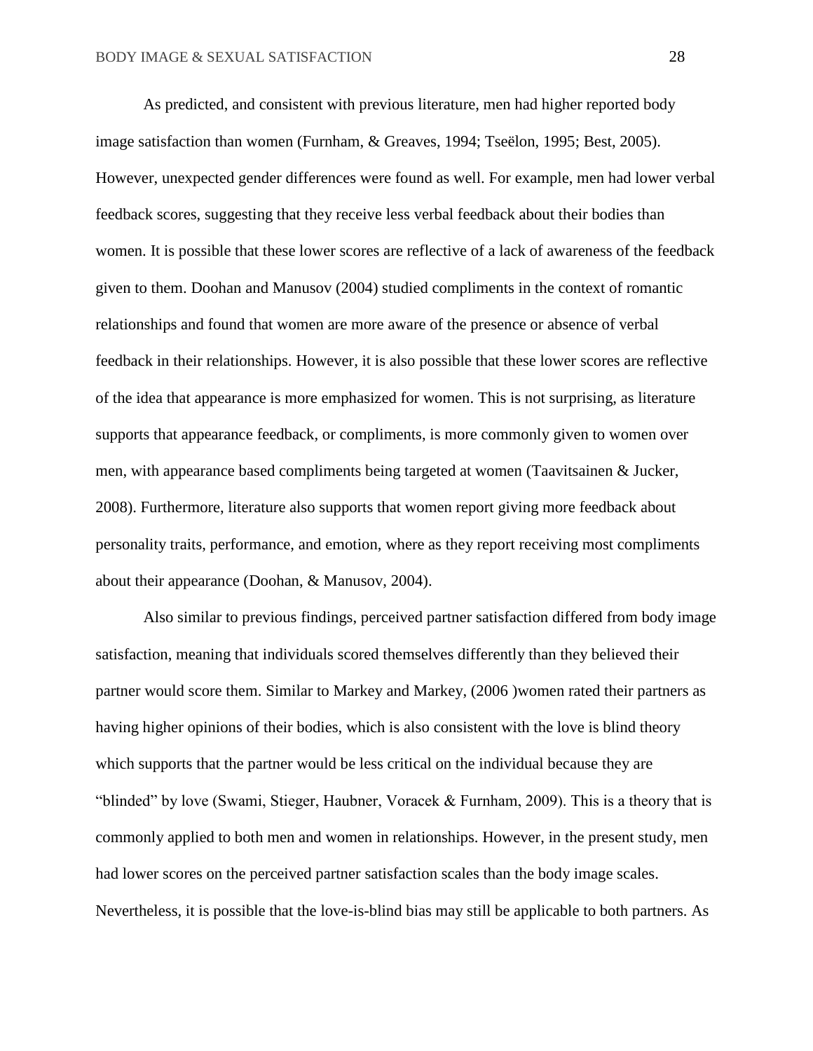As predicted, and consistent with previous literature, men had higher reported body image satisfaction than women (Furnham, & Greaves, 1994; Tseëlon, 1995; Best, 2005). However, unexpected gender differences were found as well. For example, men had lower verbal feedback scores, suggesting that they receive less verbal feedback about their bodies than women. It is possible that these lower scores are reflective of a lack of awareness of the feedback given to them. Doohan and Manusov (2004) studied compliments in the context of romantic relationships and found that women are more aware of the presence or absence of verbal feedback in their relationships. However, it is also possible that these lower scores are reflective of the idea that appearance is more emphasized for women. This is not surprising, as literature supports that appearance feedback, or compliments, is more commonly given to women over men, with appearance based compliments being targeted at women (Taavitsainen & Jucker, 2008). Furthermore, literature also supports that women report giving more feedback about personality traits, performance, and emotion, where as they report receiving most compliments about their appearance (Doohan, & Manusov, 2004).

Also similar to previous findings, perceived partner satisfaction differed from body image satisfaction, meaning that individuals scored themselves differently than they believed their partner would score them. Similar to Markey and Markey, (2006 )women rated their partners as having higher opinions of their bodies, which is also consistent with the love is blind theory which supports that the partner would be less critical on the individual because they are "blinded" by love (Swami, Stieger, Haubner, Voracek & Furnham, 2009). This is a theory that is commonly applied to both men and women in relationships. However, in the present study, men had lower scores on the perceived partner satisfaction scales than the body image scales. Nevertheless, it is possible that the love-is-blind bias may still be applicable to both partners. As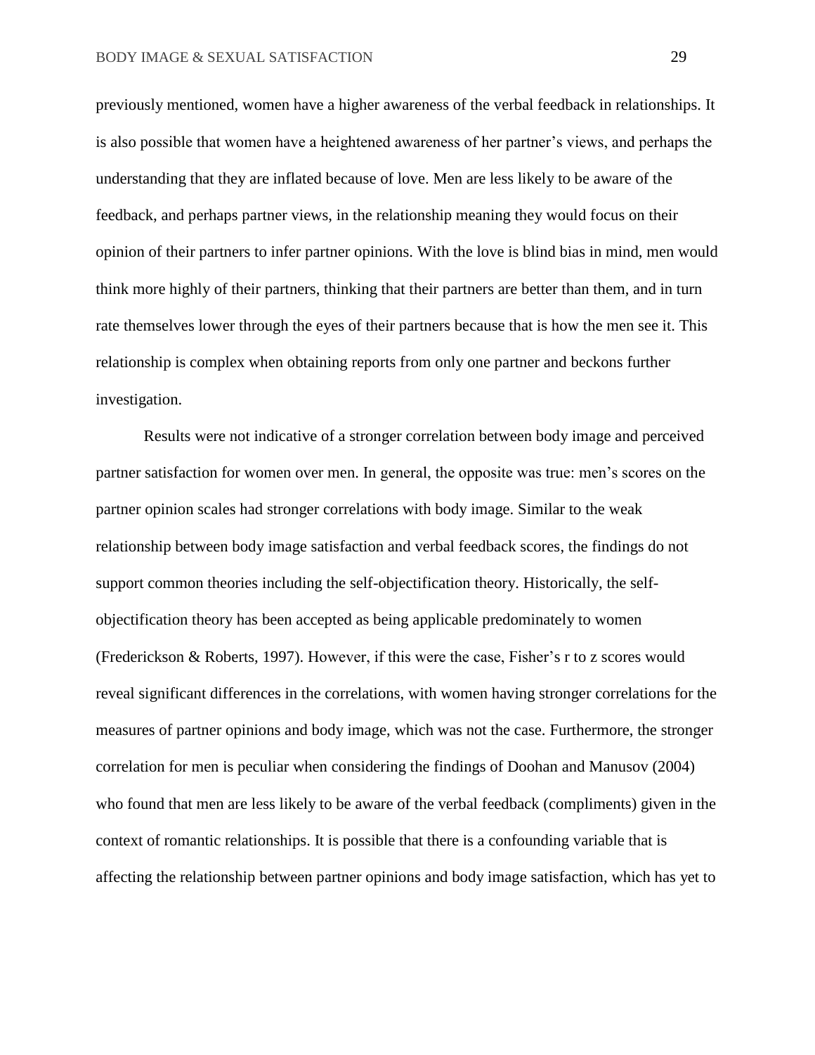previously mentioned, women have a higher awareness of the verbal feedback in relationships. It is also possible that women have a heightened awareness of her partner's views, and perhaps the understanding that they are inflated because of love. Men are less likely to be aware of the feedback, and perhaps partner views, in the relationship meaning they would focus on their opinion of their partners to infer partner opinions. With the love is blind bias in mind, men would think more highly of their partners, thinking that their partners are better than them, and in turn rate themselves lower through the eyes of their partners because that is how the men see it. This relationship is complex when obtaining reports from only one partner and beckons further investigation.

Results were not indicative of a stronger correlation between body image and perceived partner satisfaction for women over men. In general, the opposite was true: men's scores on the partner opinion scales had stronger correlations with body image. Similar to the weak relationship between body image satisfaction and verbal feedback scores, the findings do not support common theories including the self-objectification theory. Historically, the self-objectification theory has been accepted as being applicable predominately to women (Frederickson & Roberts, 1997). However, if this were the case, Fisher's r to z scores would reveal significant differences in the correlations, with women having stronger correlations for the measures of partner opinions and body image, which was not the case. Furthermore, the stronger correlation for men is peculiar when considering the findings of Doohan and Manusov (2004) who found that men are less likely to be aware of the verbal feedback (compliments) given in the context of romantic relationships. It is possible that there is a confounding variable that is affecting the relationship between partner opinions and body image satisfaction, which has yet to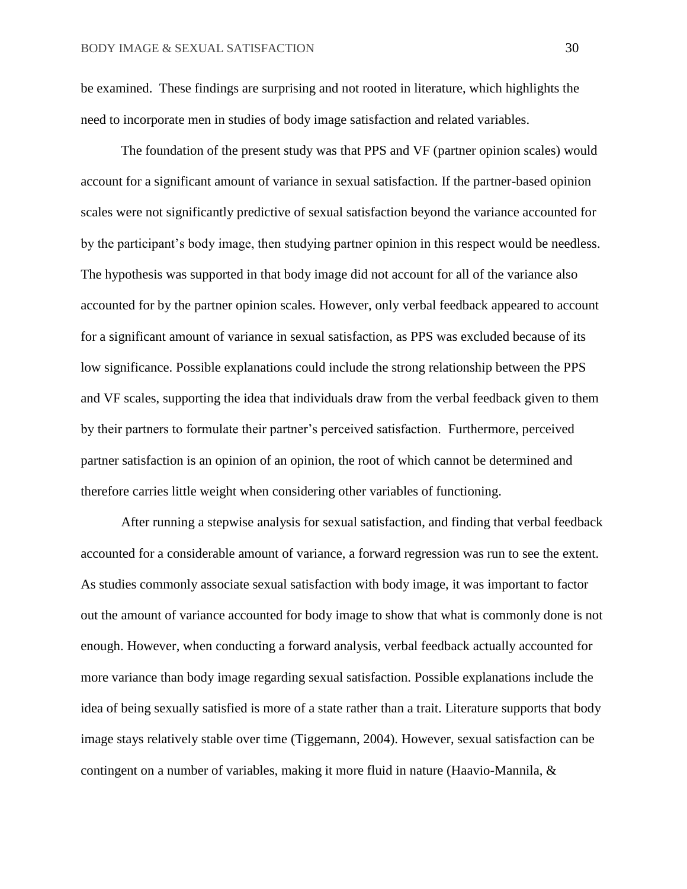be examined. These findings are surprising and not rooted in literature, which highlights the need to incorporate men in studies of body image satisfaction and related variables.

The foundation of the present study was that PPS and VF (partner opinion scales) would account for a significant amount of variance in sexual satisfaction. If the partner-based opinion scales were not significantly predictive of sexual satisfaction beyond the variance accounted for by the participant's body image, then studying partner opinion in this respect would be needless. The hypothesis was supported in that body image did not account for all of the variance also accounted for by the partner opinion scales. However, only verbal feedback appeared to account for a significant amount of variance in sexual satisfaction, as PPS was excluded because of its low significance. Possible explanations could include the strong relationship between the PPS and VF scales, supporting the idea that individuals draw from the verbal feedback given to them by their partners to formulate their partner's perceived satisfaction. Furthermore, perceived partner satisfaction is an opinion of an opinion, the root of which cannot be determined and therefore carries little weight when considering other variables of functioning.

After running a stepwise analysis for sexual satisfaction, and finding that verbal feedback accounted for a considerable amount of variance, a forward regression was run to see the extent. As studies commonly associate sexual satisfaction with body image, it was important to factor out the amount of variance accounted for body image to show that what is commonly done is not enough. However, when conducting a forward analysis, verbal feedback actually accounted for more variance than body image regarding sexual satisfaction. Possible explanations include the idea of being sexually satisfied is more of a state rather than a trait. Literature supports that body image stays relatively stable over time (Tiggemann, 2004). However, sexual satisfaction can be contingent on a number of variables, making it more fluid in nature (Haavio-Mannila, &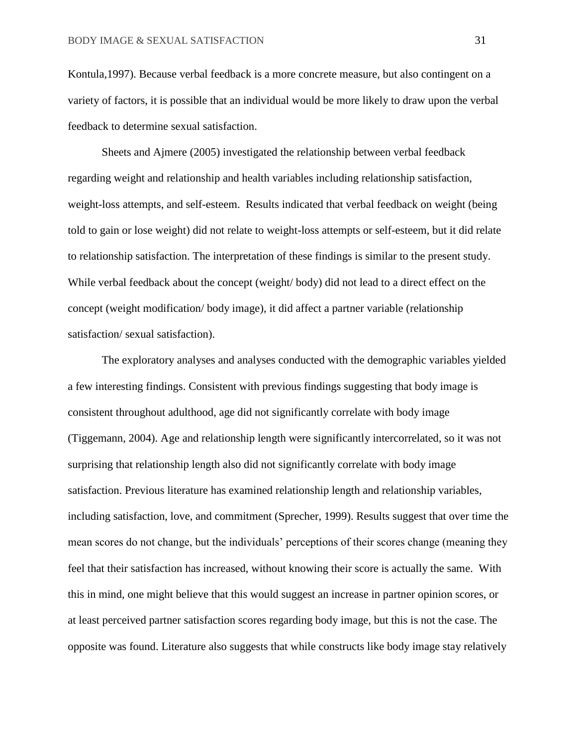Kontula,1997). Because verbal feedback is a more concrete measure, but also contingent on a variety of factors, it is possible that an individual would be more likely to draw upon the verbal feedback to determine sexual satisfaction.

Sheets and Ajmere (2005) investigated the relationship between verbal feedback regarding weight and relationship and health variables including relationship satisfaction, weight-loss attempts, and self-esteem. Results indicated that verbal feedback on weight (being told to gain or lose weight) did not relate to weight-loss attempts or self-esteem, but it did relate to relationship satisfaction. The interpretation of these findings is similar to the present study. While verbal feedback about the concept (weight/ body) did not lead to a direct effect on the concept (weight modification/ body image), it did affect a partner variable (relationship satisfaction/ sexual satisfaction).

The exploratory analyses and analyses conducted with the demographic variables yielded a few interesting findings. Consistent with previous findings suggesting that body image is consistent throughout adulthood, age did not significantly correlate with body image (Tiggemann, 2004). Age and relationship length were significantly intercorrelated, so it was not surprising that relationship length also did not significantly correlate with body image satisfaction. Previous literature has examined relationship length and relationship variables, including satisfaction, love, and commitment (Sprecher, 1999). Results suggest that over time the mean scores do not change, but the individuals' perceptions of their scores change (meaning they feel that their satisfaction has increased, without knowing their score is actually the same. With this in mind, one might believe that this would suggest an increase in partner opinion scores, or at least perceived partner satisfaction scores regarding body image, but this is not the case. The opposite was found. Literature also suggests that while constructs like body image stay relatively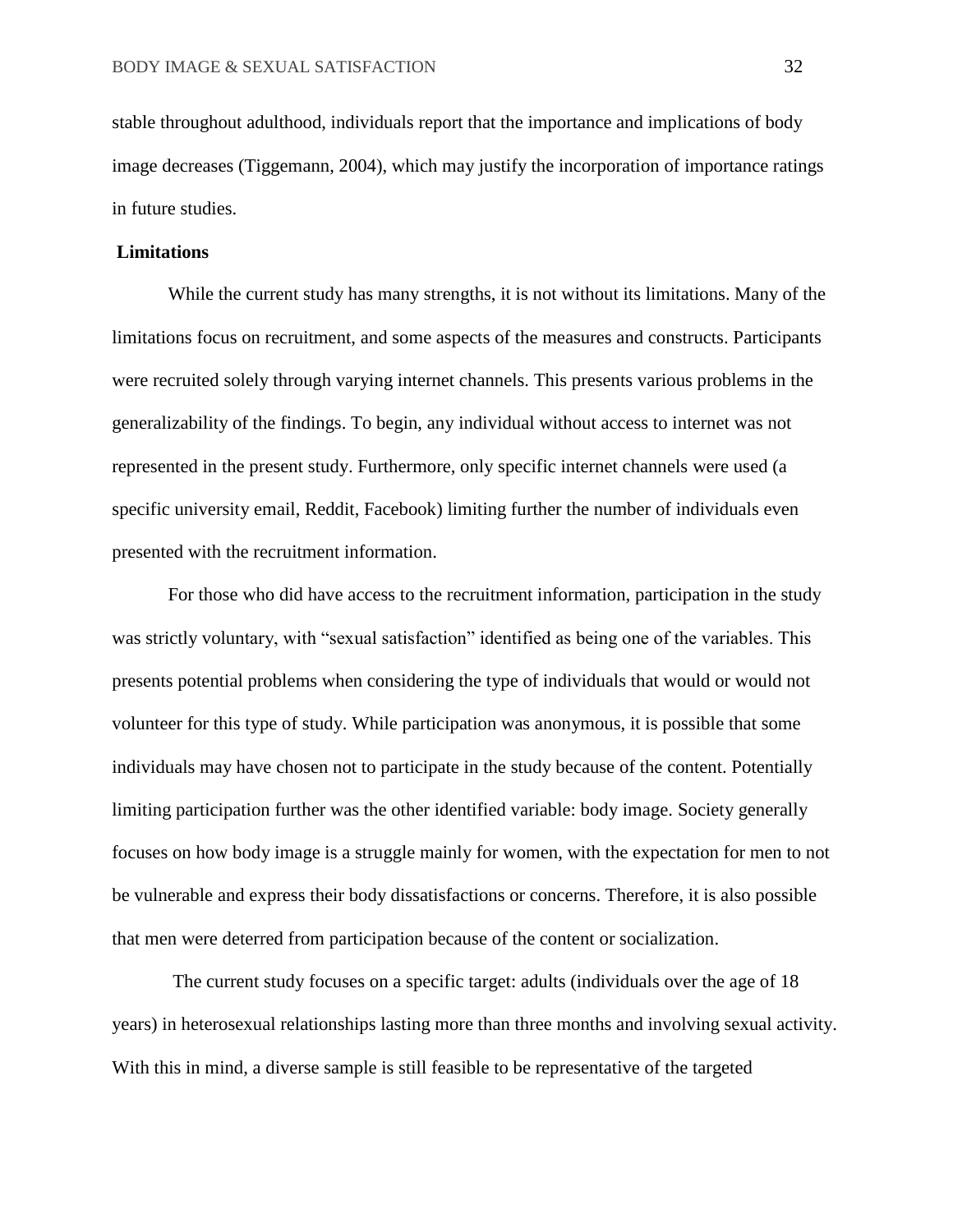stable throughout adulthood, individuals report that the importance and implications of body image decreases (Tiggemann, 2004), which may justify the incorporation of importance ratings in future studies.

## Limitations

While the current study has many strengths, it is not without its limitations. Many of the limitations focus on recruitment, and some aspects of the measures and constructs. Participants were recruited solely through varying internet channels. This presents various problems in the generalizability of the findings. To begin, any individual without access to internet was not represented in the present study. Furthermore, only specific internet channels were used (a specific university email, Reddit, Facebook) limiting further the number of individuals even presented with the recruitment information.

For those who did have access to the recruitment information, participation in the study was strictly voluntary, with "sexual satisfaction" identified as being one of the variables. This presents potential problems when considering the type of individuals that would or would not volunteer for this type of study. While participation was anonymous, it is possible that some individuals may have chosen not to participate in the study because of the content. Potentially limiting participation further was the other identified variable: body image. Society generally focuses on how body image is a struggle mainly for women, with the expectation for men to not be vulnerable and express their body dissatisfactions or concerns. Therefore, it is also possible that men were deterred from participation because of the content or socialization.

The current study focuses on a specific target: adults (individuals over the age of 18 years) in heterosexual relationships lasting more than three months and involving sexual activity. With this in mind, a diverse sample is still feasible to be representative of the targeted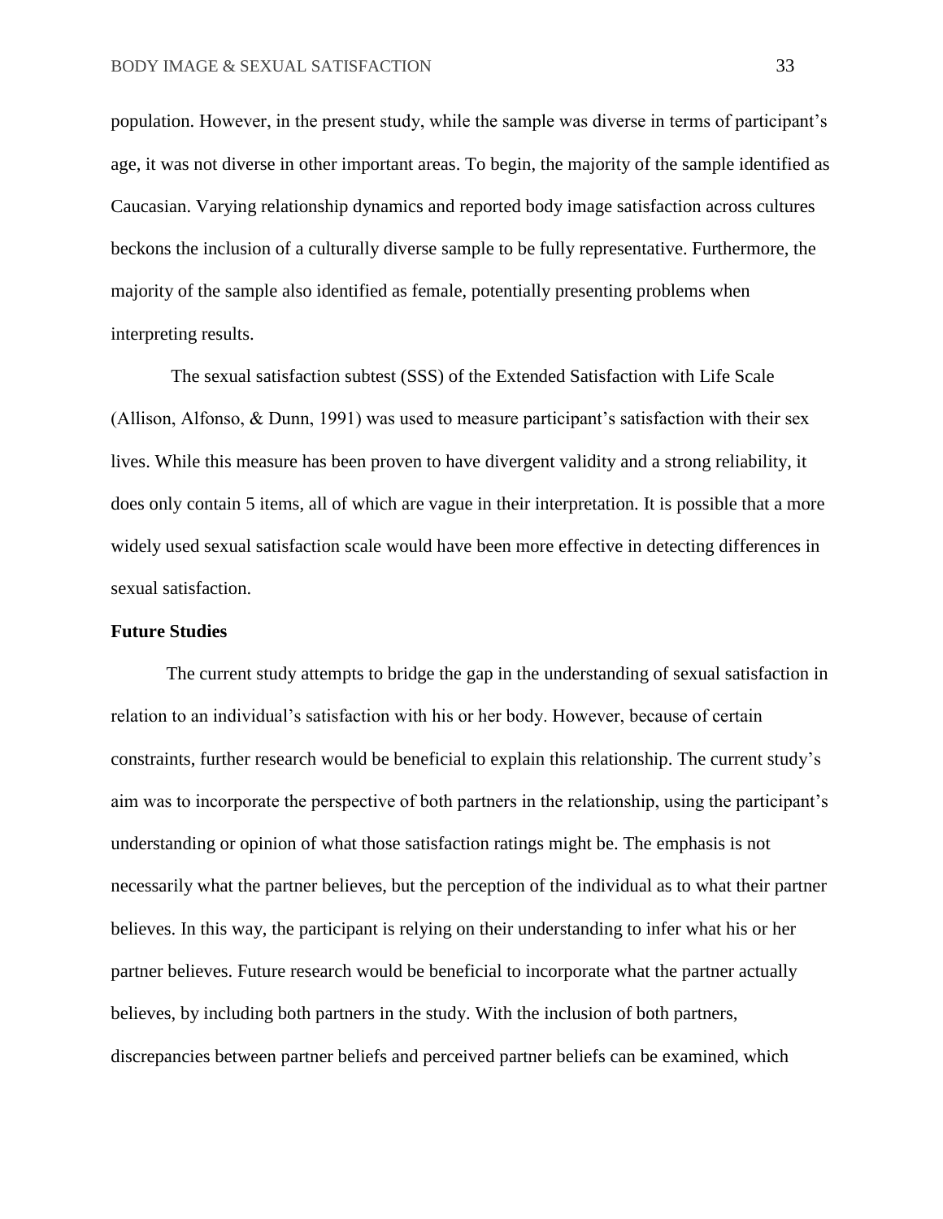population. However, in the present study, while the sample was diverse in terms of participant's age, it was not diverse in other important areas. To begin, the majority of the sample identified as Caucasian. Varying relationship dynamics and reported body image satisfaction across cultures beckons the inclusion of a culturally diverse sample to be fully representative. Furthermore, the majority of the sample also identified as female, potentially presenting problems when interpreting results.

The sexual satisfaction subtest (SSS) of the Extended Satisfaction with Life Scale (Allison, Alfonso, & Dunn, 1991) was used to measure participant's satisfaction with their sex lives. While this measure has been proven to have divergent validity and a strong reliability, it does only contain 5 items, all of which are vague in their interpretation. It is possible that a more widely used sexual satisfaction scale would have been more effective in detecting differences in sexual satisfaction.

**Future Studies**

The current study attempts to bridge the gap in the understanding of sexual satisfaction in relation to an individual's satisfaction with his or her body. However, because of certain constraints, further research would be beneficial to explain this relationship. The current study's aim was to incorporate the perspective of both partners in the relationship, using the participant's understanding or opinion of what those satisfaction ratings might be. The emphasis is not necessarily what the partner believes, but the perception of the individual as to what their partner believes. In this way, the participant is relying on their understanding to infer what his or her partner believes. Future research would be beneficial to incorporate what the partner actually believes, by including both partners in the study. With the inclusion of both partners, discrepancies between partner beliefs and perceived partner beliefs can be examined, which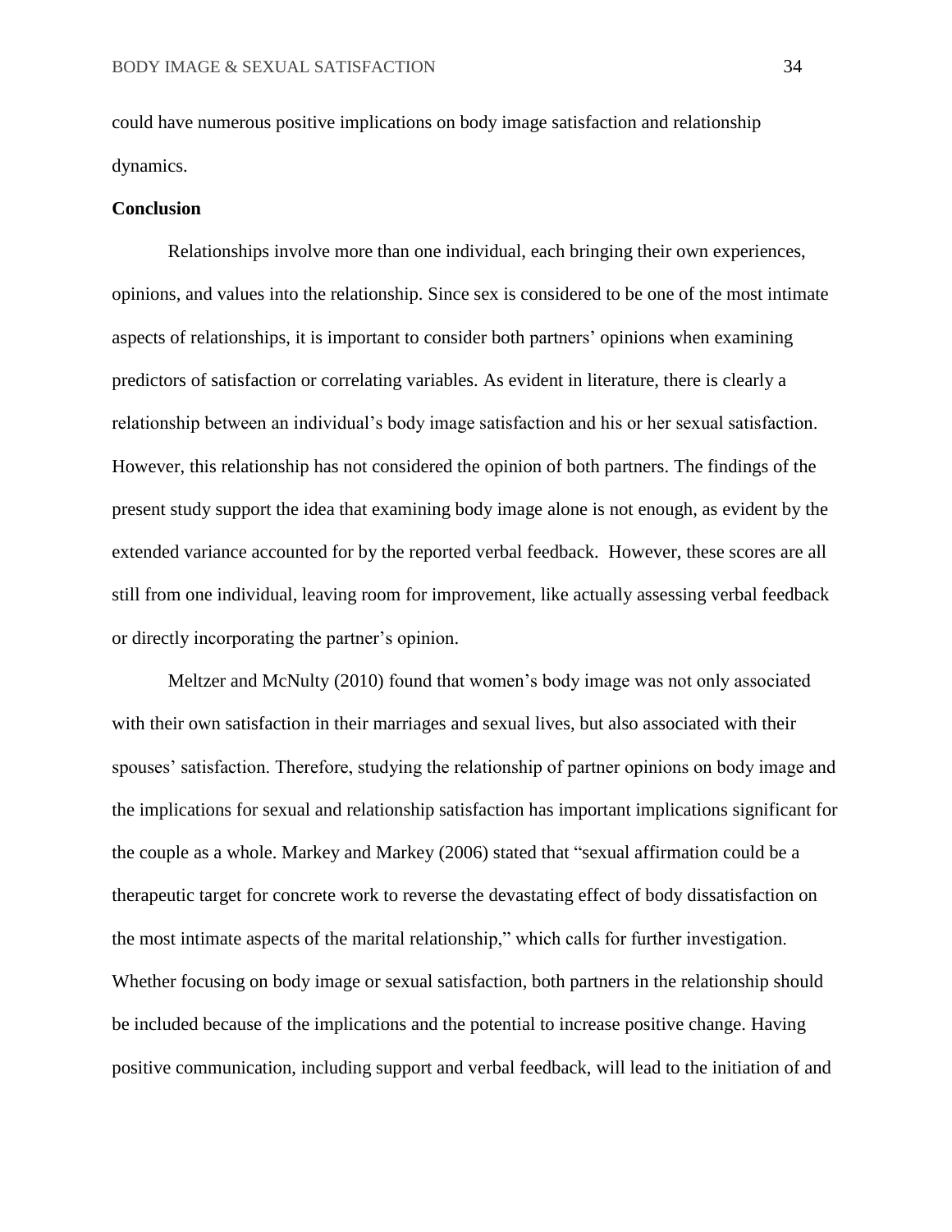could have numerous positive implications on body image satisfaction and relationship dynamics.

**Conclusion**

Relationships involve more than one individual, each bringing their own experiences, opinions, and values into the relationship. Since sex is considered to be one of the most intimate aspects of relationships, it is important to consider both partners' opinions when examining predictors of satisfaction or correlating variables. As evident in literature, there is clearly a relationship between an individual's body image satisfaction and his or her sexual satisfaction. However, this relationship has not considered the opinion of both partners. The findings of the present study support the idea that examining body image alone is not enough, as evident by the extended variance accounted for by the reported verbal feedback. However, these scores are all still from one individual, leaving room for improvement, like actually assessing verbal feedback or directly incorporating the partner's opinion.

Meltzer and McNulty (2010) found that women's body image was not only associated with their own satisfaction in their marriages and sexual lives, but also associated with their spouses' satisfaction. Therefore, studying the relationship of partner opinions on body image and the implications for sexual and relationship satisfaction has important implications significant for the couple as a whole. Markey and Markey (2006) stated that "sexual affirmation could be a therapeutic target for concrete work to reverse the devastating effect of body dissatisfaction on the most intimate aspects of the marital relationship," which calls for further investigation. Whether focusing on body image or sexual satisfaction, both partners in the relationship should be included because of the implications and the potential to increase positive change. Having positive communication, including support and verbal feedback, will lead to the initiation of and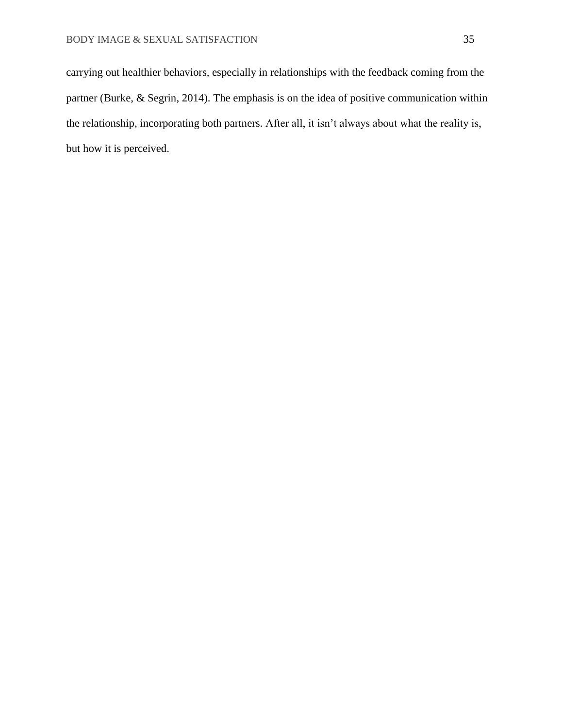carrying out healthier behaviors, especially in relationships with the feedback coming from the partner (Burke, & Segrin, 2014). The emphasis is on the idea of positive communication within the relationship, incorporating both partners. After all, it isn't always about what the reality is, but how it is perceived.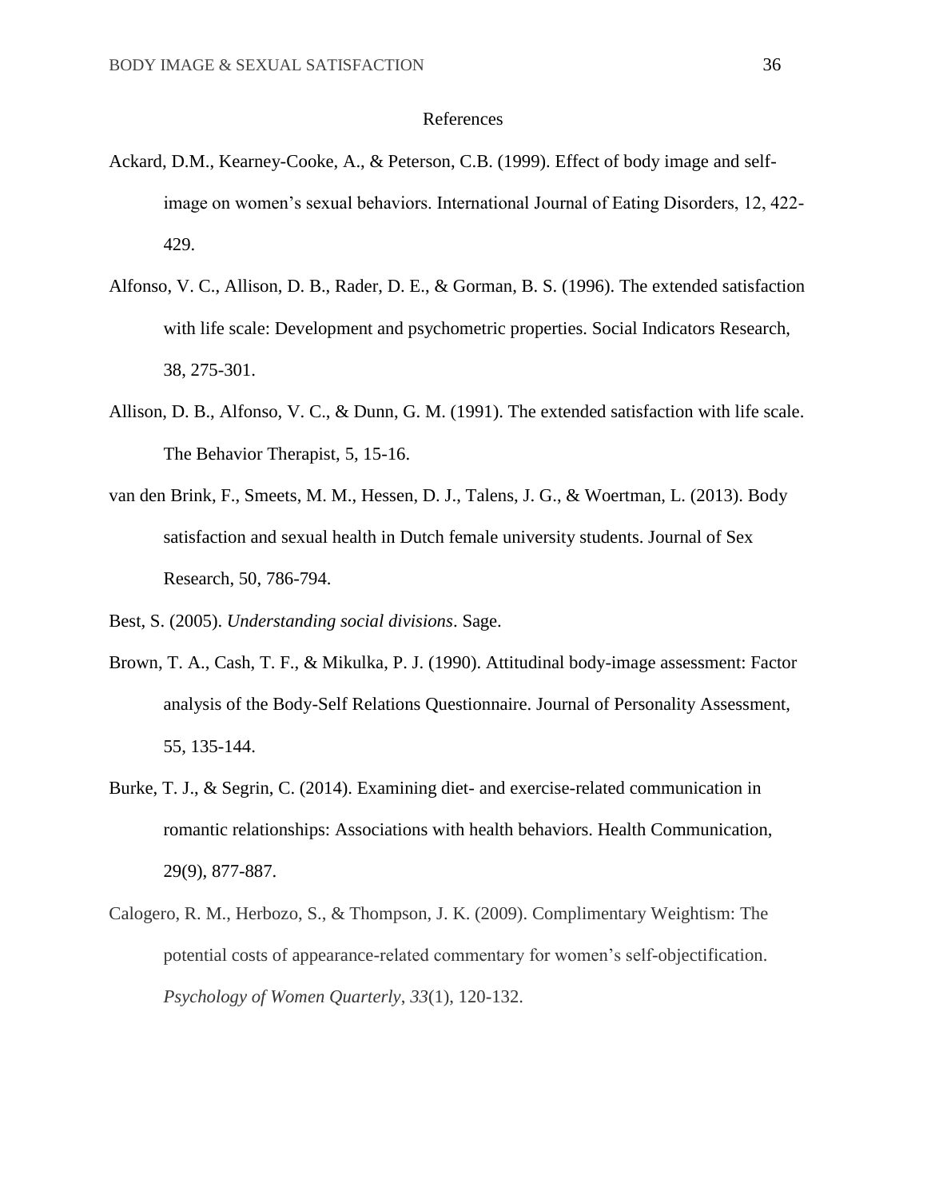# References

Ackard, D.M., Kearney-Cooke, A., & Peterson, C.B. (1999). Effect of body image and self-image on women's sexual behaviors. International Journal of Eating Disorders, 12, 422-429.

Alfonso, V. C., Allison, D. B., Rader, D. E., & Gorman, B. S. (1996). The extended satisfaction with life scale: Development and psychometric properties. Social Indicators Research, 38, 275-301.

Allison, D. B., Alfonso, V. C., & Dunn, G. M. (1991). The extended satisfaction with life scale. The Behavior Therapist, 5, 15-16.

van den Brink, F., Smeets, M. M., Hessen, D. J., Talens, J. G., & Woertman, L. (2013). Body satisfaction and sexual health in Dutch female university students. Journal of Sex Research, 50, 786-794.

Best, S. (2005). *Understanding social divisions*. Sage.

Brown, T. A., Cash, T. F., & Mikulka, P. J. (1990). Attitudinal body-image assessment: Factor analysis of the Body-Self Relations Questionnaire. Journal of Personality Assessment, 55, 135-144.

Burke, T. J., & Segrin, C. (2014). Examining diet- and exercise-related communication in romantic relationships: Associations with health behaviors. Health Communication, 29(9), 877-887.

Calogero, R. M., Herbozo, S., & Thompson, J. K. (2009). Complimentary Weightism: The potential costs of appearance-related commentary for women's self-objectification. *Psychology of Women Quarterly*, *33*(1), 120-132.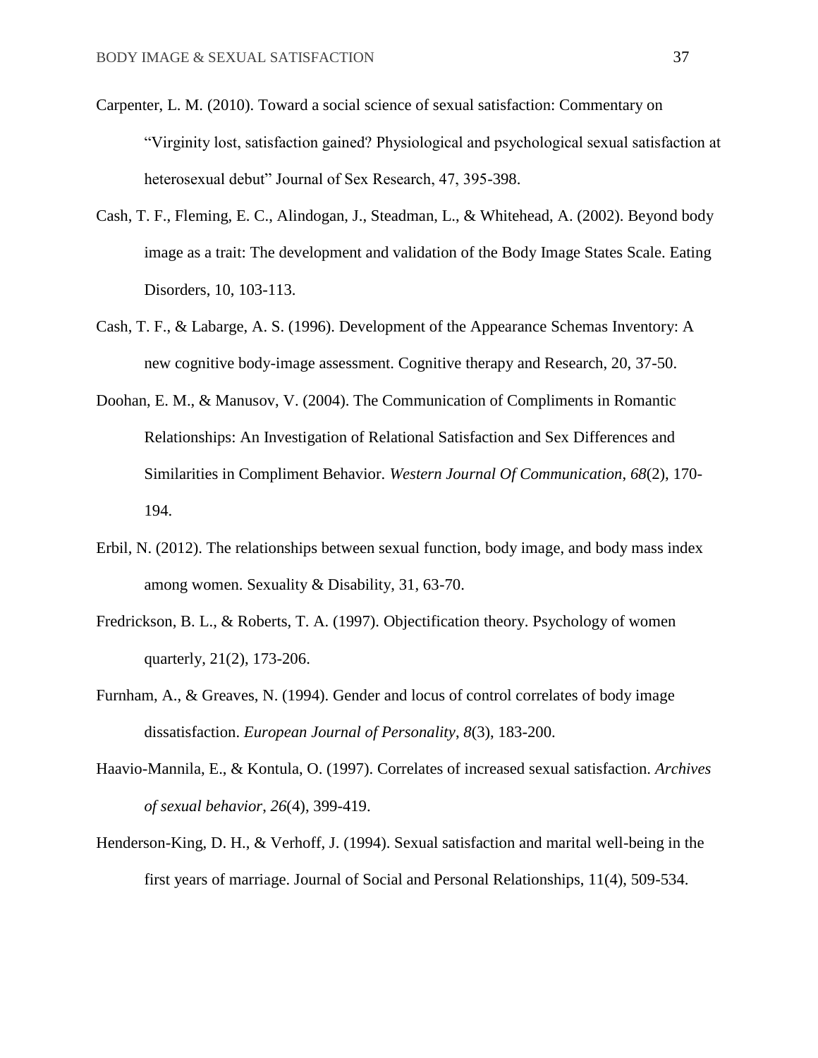Carpenter, L. M. (2010). Toward a social science of sexual satisfaction: Commentary on "Virginity lost, satisfaction gained? Physiological and psychological sexual satisfaction at heterosexual debut" Journal of Sex Research, 47, 395-398.

Cash, T. F., Fleming, E. C., Alindogan, J., Steadman, L., & Whitehead, A. (2002). Beyond body image as a trait: The development and validation of the Body Image States Scale. Eating Disorders, 10, 103-113.

Cash, T. F., & Labarge, A. S. (1996). Development of the Appearance Schemas Inventory: A new cognitive body-image assessment. Cognitive therapy and Research, 20, 37-50.

Doohan, E. M., & Manusov, V. (2004). The Communication of Compliments in Romantic Relationships: An Investigation of Relational Satisfaction and Sex Differences and Similarities in Compliment Behavior. *Western Journal Of Communication*, *68*(2), 170-194.

Erbil, N. (2012). The relationships between sexual function, body image, and body mass index among women. Sexuality & Disability, 31, 63-70.

Fredrickson, B. L., & Roberts, T. A. (1997). Objectification theory. Psychology of women quarterly, 21(2), 173-206.

Furnham, A., & Greaves, N. (1994). Gender and locus of control correlates of body image dissatisfaction. *European Journal of Personality*, *8*(3), 183-200.

Haavio-Mannila, E., & Kontula, O. (1997). Correlates of increased sexual satisfaction. *Archives of sexual behavior*, *26*(4), 399-419.

Henderson-King, D. H., & Verhoff, J. (1994). Sexual satisfaction and marital well-being in the first years of marriage. Journal of Social and Personal Relationships, 11(4), 509-534.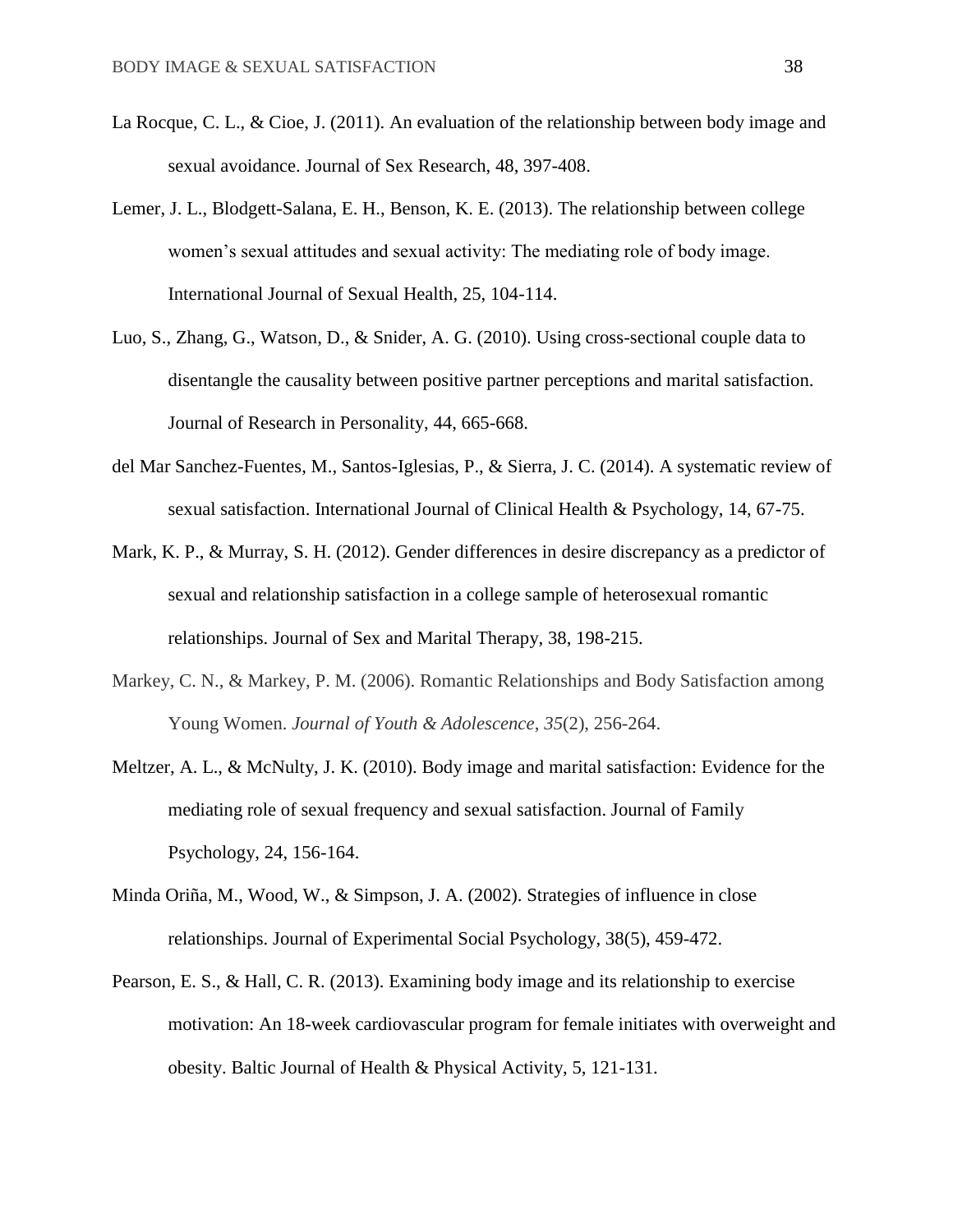La Rocque, C. L., & Cioe, J. (2011). An evaluation of the relationship between body image and sexual avoidance. Journal of Sex Research, 48, 397-408.

Lemer, J. L., Blodgett-Salana, E. H., Benson, K. E. (2013). The relationship between college women's sexual attitudes and sexual activity: The mediating role of body image. International Journal of Sexual Health, 25, 104-114.

Luo, S., Zhang, G., Watson, D., & Snider, A. G. (2010). Using cross-sectional couple data to disentangle the causality between positive partner perceptions and marital satisfaction. Journal of Research in Personality, 44, 665-668.

del Mar Sanchez-Fuentes, M., Santos-Iglesias, P., & Sierra, J. C. (2014). A systematic review of sexual satisfaction. International Journal of Clinical Health & Psychology, 14, 67-75.

Mark, K. P., & Murray, S. H. (2012). Gender differences in desire discrepancy as a predictor of sexual and relationship satisfaction in a college sample of heterosexual romantic relationships. Journal of Sex and Marital Therapy, 38, 198-215.

Markey, C. N., & Markey, P. M. (2006). Romantic Relationships and Body Satisfaction among Young Women. *Journal of Youth & Adolescence*, *35*(2), 256-264.

Meltzer, A. L., & McNulty, J. K. (2010). Body image and marital satisfaction: Evidence for the mediating role of sexual frequency and sexual satisfaction. Journal of Family Psychology, 24, 156-164.

Minda Oriña, M., Wood, W., & Simpson, J. A. (2002). Strategies of influence in close relationships. Journal of Experimental Social Psychology, 38(5), 459-472.

Pearson, E. S., & Hall, C. R. (2013). Examining body image and its relationship to exercise motivation: An 18-week cardiovascular program for female initiates with overweight and obesity. Baltic Journal of Health & Physical Activity, 5, 121-131.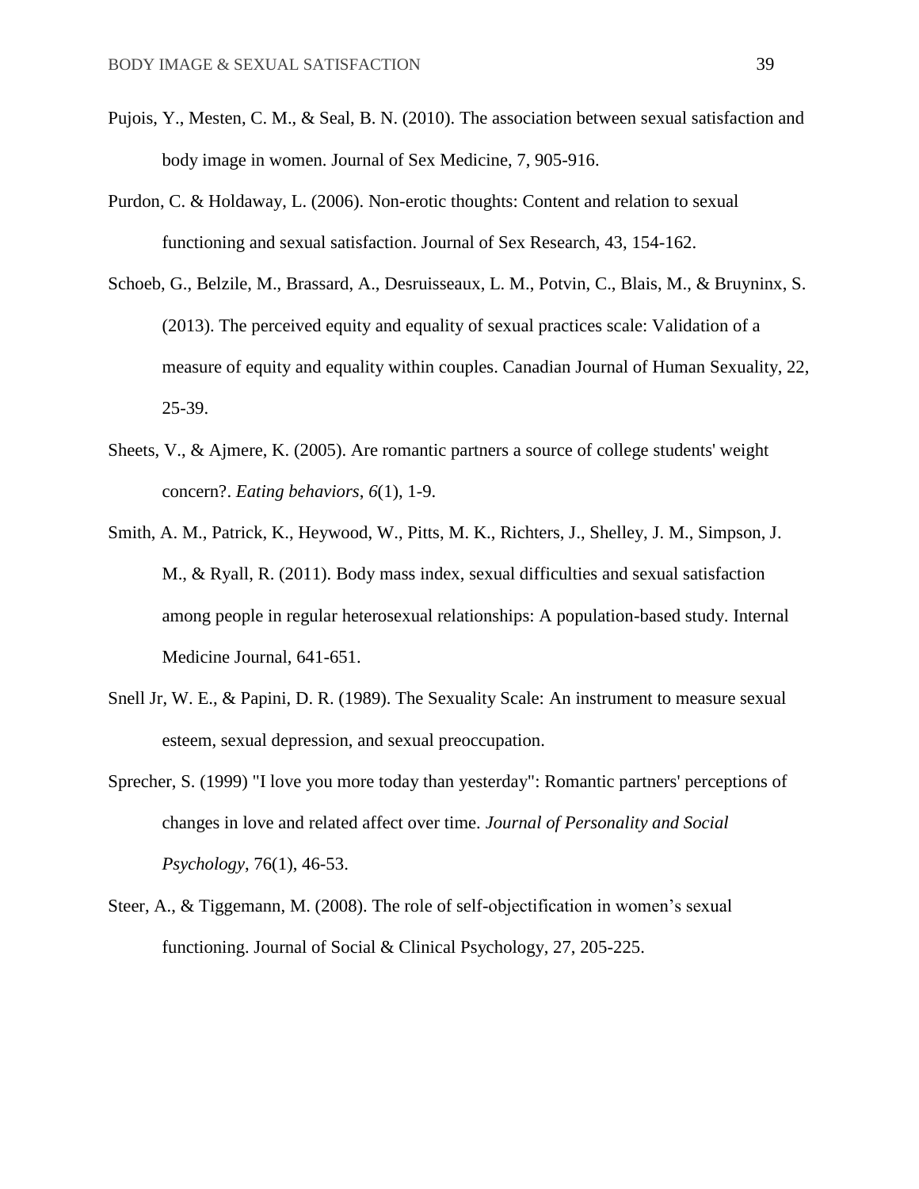Pujois, Y., Mesten, C. M., & Seal, B. N. (2010). The association between sexual satisfaction and body image in women. Journal of Sex Medicine, 7, 905-916.

Purdon, C. & Holdaway, L. (2006). Non-erotic thoughts: Content and relation to sexual functioning and sexual satisfaction. Journal of Sex Research, 43, 154-162.

Schoeb, G., Belzile, M., Brassard, A., Desruisseaux, L. M., Potvin, C., Blais, M., & Bruyninx, S. (2013). The perceived equity and equality of sexual practices scale: Validation of a measure of equity and equality within couples. Canadian Journal of Human Sexuality, 22, 25-39.

Sheets, V., & Ajmere, K. (2005). Are romantic partners a source of college students' weight concern?. *Eating behaviors*, *6*(1), 1-9.

Smith, A. M., Patrick, K., Heywood, W., Pitts, M. K., Richters, J., Shelley, J. M., Simpson, J. M., & Ryall, R. (2011). Body mass index, sexual difficulties and sexual satisfaction among people in regular heterosexual relationships: A population-based study. Internal Medicine Journal, 641-651.

Snell Jr, W. E., & Papini, D. R. (1989). The Sexuality Scale: An instrument to measure sexual esteem, sexual depression, and sexual preoccupation.

Sprecher, S. (1999) "I love you more today than yesterday": Romantic partners' perceptions of changes in love and related affect over time. *Journal of Personality and Social Psychology*, 76(1), 46-53.

Steer, A., & Tiggemann, M. (2008). The role of self-objectification in women's sexual functioning. Journal of Social & Clinical Psychology, 27, 205-225.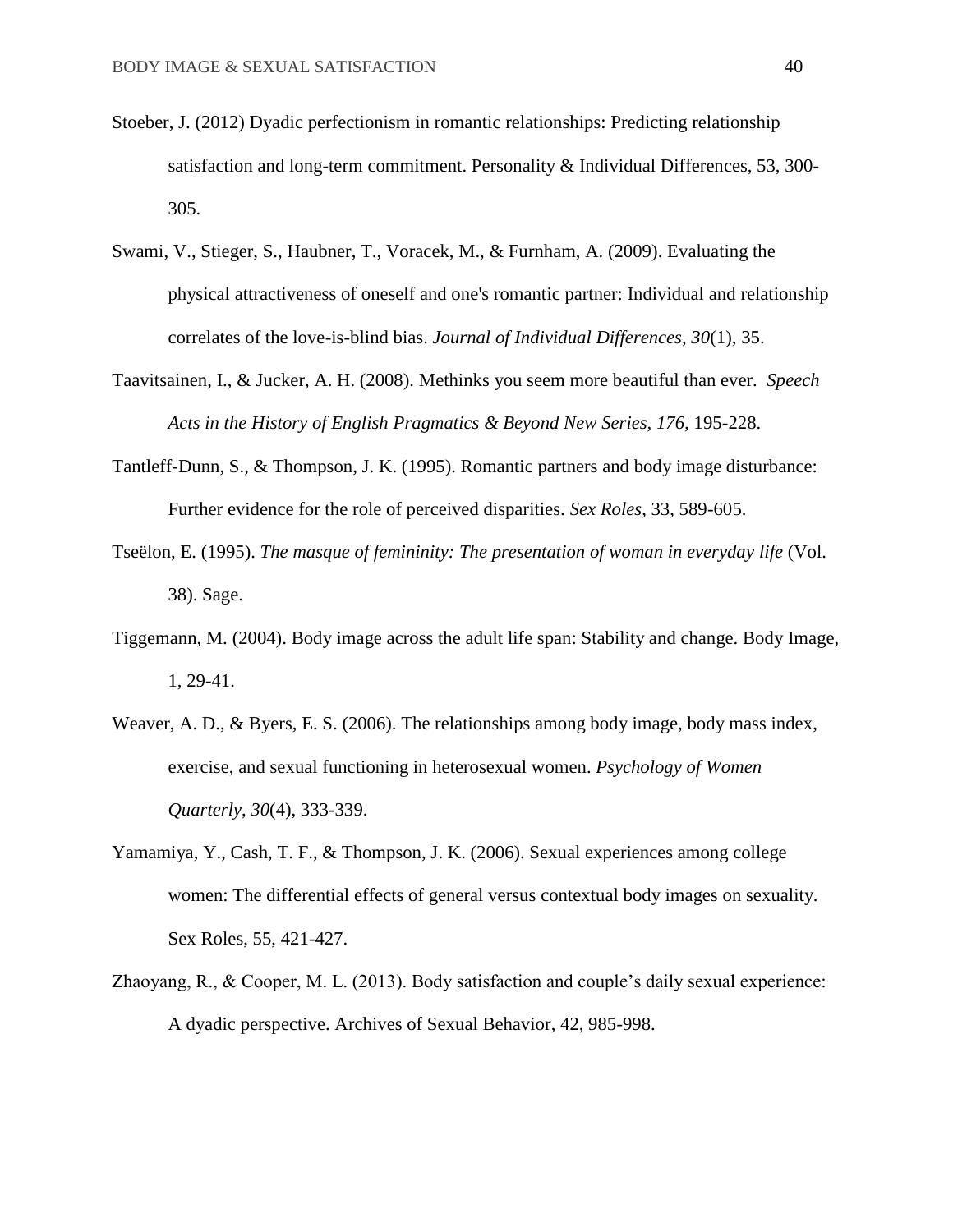Stoeber, J. (2012) Dyadic perfectionism in romantic relationships: Predicting relationship satisfaction and long-term commitment. Personality & Individual Differences, 53, 300-305.

Swami, V., Stieger, S., Haubner, T., Voracek, M., & Furnham, A. (2009). Evaluating the physical attractiveness of oneself and one's romantic partner: Individual and relationship correlates of the love-is-blind bias. *Journal of Individual Differences*, *30*(1), 35.

Taavitsainen, I., & Jucker, A. H. (2008). Methinks you seem more beautiful than ever. *Speech Acts in the History of English Pragmatics & Beyond New Series, 176,* 195-228.

Tantleff-Dunn, S., & Thompson, J. K. (1995). Romantic partners and body image disturbance: Further evidence for the role of perceived disparities. *Sex Roles*, 33, 589-605.

Tseëlon, E. (1995). *The masque of femininity: The presentation of woman in everyday life* (Vol. 38). Sage.

Tiggemann, M. (2004). Body image across the adult life span: Stability and change. Body Image, 1, 29-41.

Weaver, A. D., & Byers, E. S. (2006). The relationships among body image, body mass index, exercise, and sexual functioning in heterosexual women. *Psychology of Women Quarterly*, *30*(4), 333-339.

Yamamiya, Y., Cash, T. F., & Thompson, J. K. (2006). Sexual experiences among college women: The differential effects of general versus contextual body images on sexuality. Sex Roles, 55, 421-427.

Zhaoyang, R., & Cooper, M. L. (2013). Body satisfaction and couple's daily sexual experience: A dyadic perspective. Archives of Sexual Behavior, 42, 985-998.